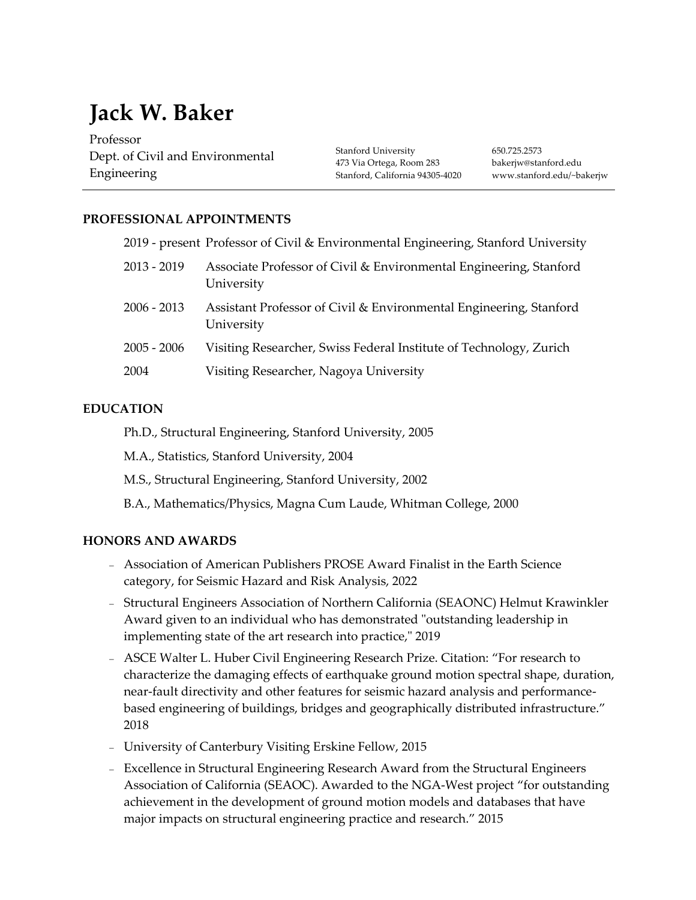# Jack W. Baker

Professor
Dept. of Civil and Environmental Engineering

Stanford University
473 Via Ortega, Room 283
Stanford, California 94305-4020

650.725.2573
bakerjw@stanford.edu
www.stanford.edu/~bakerjw

## PROFESSIONAL APPOINTMENTS

| | |
|---|---|
| 2019 - present | Professor of Civil & Environmental Engineering, Stanford University |
| 2013 - 2019 | Associate Professor of Civil & Environmental Engineering, Stanford University |
| 2006 - 2013 | Assistant Professor of Civil & Environmental Engineering, Stanford University |
| 2005 - 2006 | Visiting Researcher, Swiss Federal Institute of Technology, Zurich |
| 2004 | Visiting Researcher, Nagoya University |

## EDUCATION

Ph.D., Structural Engineering, Stanford University, 2005

M.A., Statistics, Stanford University, 2004

M.S., Structural Engineering, Stanford University, 2002

B.A., Mathematics/Physics, Magna Cum Laude, Whitman College, 2000

## HONORS AND AWARDS

- Association of American Publishers PROSE Award Finalist in the Earth Science category, for Seismic Hazard and Risk Analysis, 2022
- Structural Engineers Association of Northern California (SEAONC) Helmut Krawinkler Award given to an individual who has demonstrated "outstanding leadership in implementing state of the art research into practice," 2019
- ASCE Walter L. Huber Civil Engineering Research Prize. Citation: "For research to characterize the damaging effects of earthquake ground motion spectral shape, duration, near-fault directivity and other features for seismic hazard analysis and performance-based engineering of buildings, bridges and geographically distributed infrastructure." 2018
- University of Canterbury Visiting Erskine Fellow, 2015
- Excellence in Structural Engineering Research Award from the Structural Engineers Association of California (SEAOC). Awarded to the NGA-West project "for outstanding achievement in the development of ground motion models and databases that have major impacts on structural engineering practice and research." 2015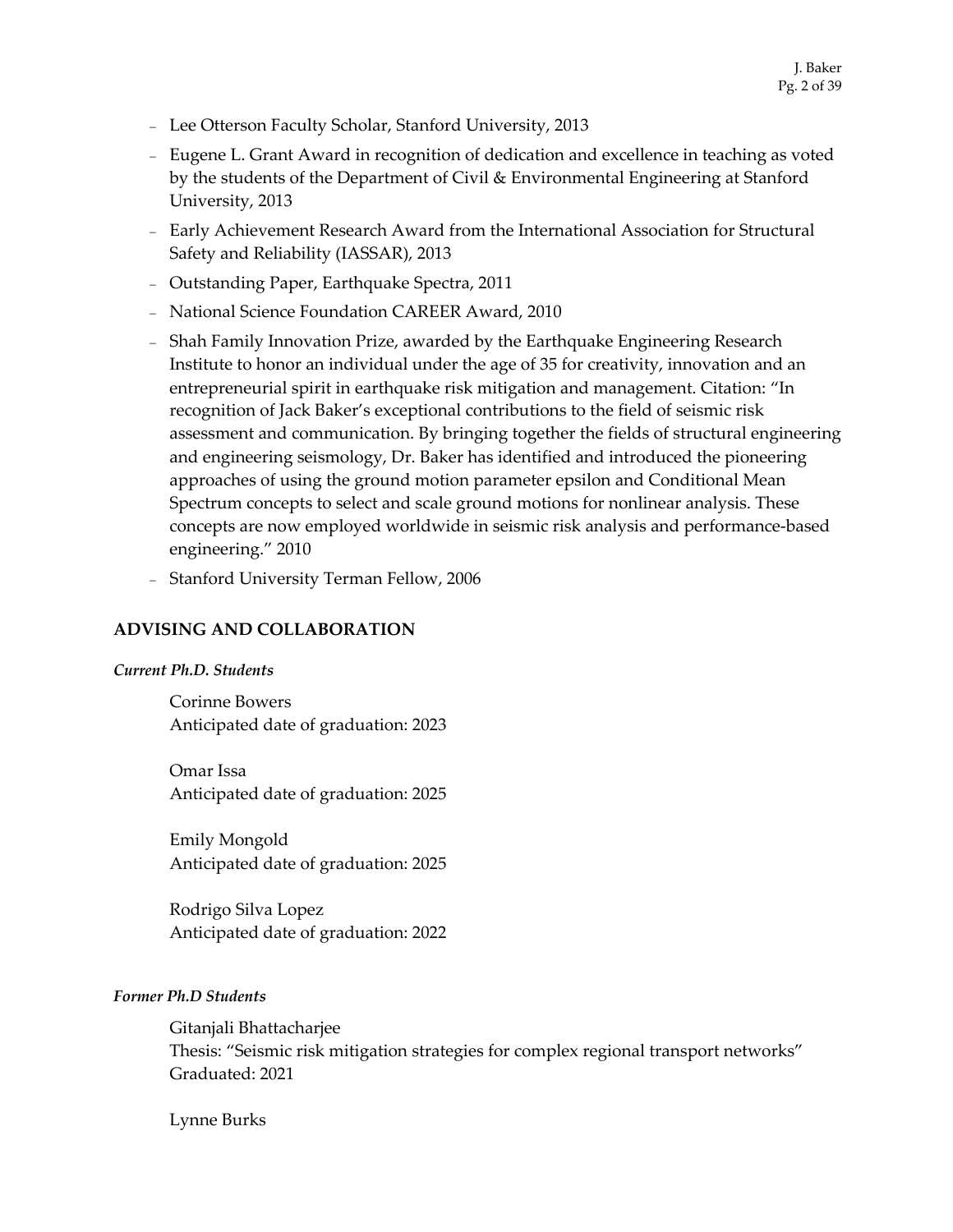- Lee Otterson Faculty Scholar, Stanford University, 2013
- Eugene L. Grant Award in recognition of dedication and excellence in teaching as voted by the students of the Department of Civil & Environmental Engineering at Stanford University, 2013
- Early Achievement Research Award from the International Association for Structural Safety and Reliability (IASSAR), 2013
- Outstanding Paper, Earthquake Spectra, 2011
- National Science Foundation CAREER Award, 2010
- Shah Family Innovation Prize, awarded by the Earthquake Engineering Research Institute to honor an individual under the age of 35 for creativity, innovation and an entrepreneurial spirit in earthquake risk mitigation and management. Citation: "In recognition of Jack Baker's exceptional contributions to the field of seismic risk assessment and communication. By bringing together the fields of structural engineering and engineering seismology, Dr. Baker has identified and introduced the pioneering approaches of using the ground motion parameter epsilon and Conditional Mean Spectrum concepts to select and scale ground motions for nonlinear analysis. These concepts are now employed worldwide in seismic risk analysis and performance-based engineering." 2010
- Stanford University Terman Fellow, 2006

## ADVISING AND COLLABORATION

***Current Ph.D. Students***

Corinne Bowers
Anticipated date of graduation: 2023

Omar Issa
Anticipated date of graduation: 2025

Emily Mongold
Anticipated date of graduation: 2025

Rodrigo Silva Lopez
Anticipated date of graduation: 2022

***Former Ph.D Students***

Gitanjali Bhattacharjee
Thesis: "Seismic risk mitigation strategies for complex regional transport networks"
Graduated: 2021

Lynne Burks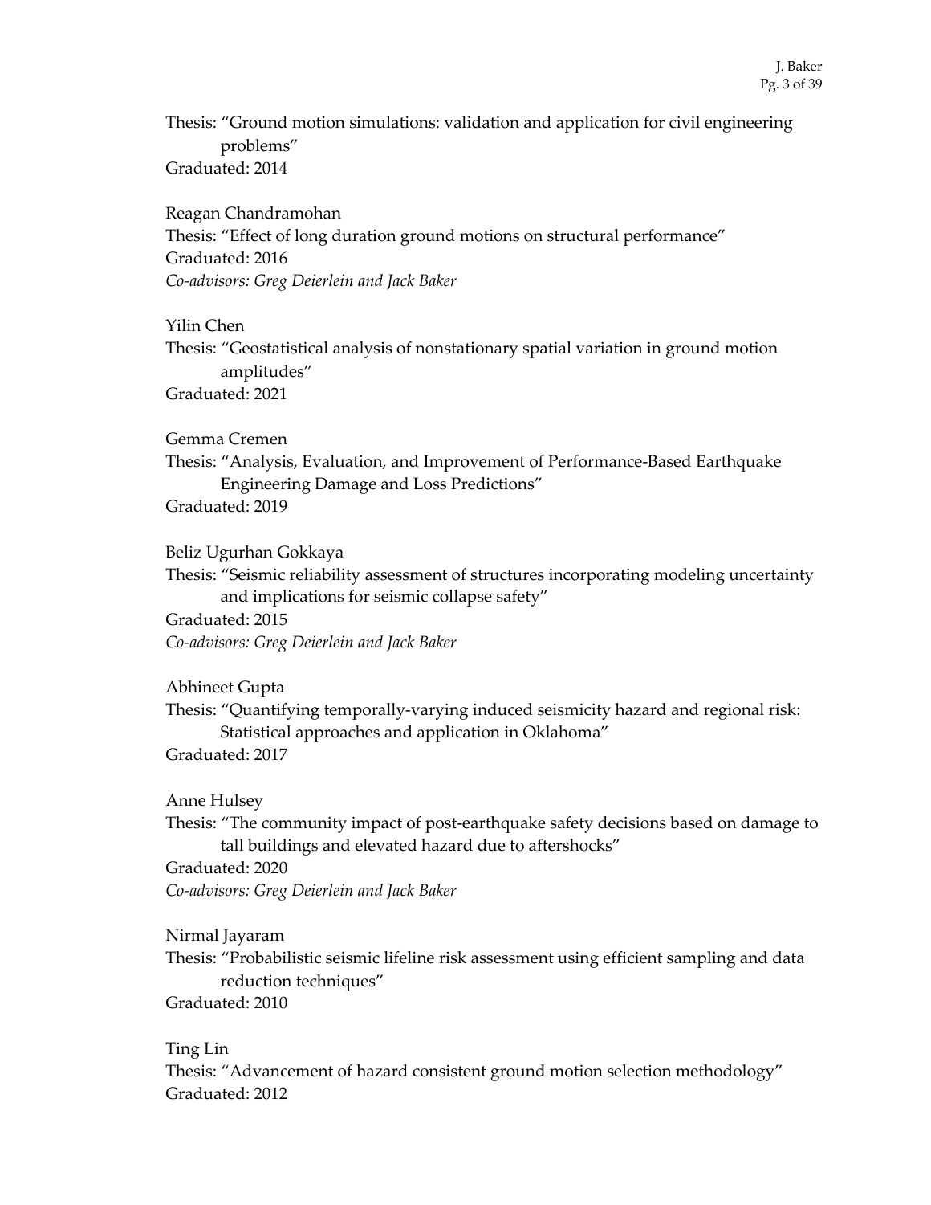Thesis: "Ground motion simulations: validation and application for civil engineering problems"
Graduated: 2014

Reagan Chandramohan
Thesis: "Effect of long duration ground motions on structural performance"
Graduated: 2016
*Co-advisors: Greg Deierlein and Jack Baker*

Yilin Chen
Thesis: "Geostatistical analysis of nonstationary spatial variation in ground motion amplitudes"
Graduated: 2021

Gemma Cremen
Thesis: "Analysis, Evaluation, and Improvement of Performance-Based Earthquake Engineering Damage and Loss Predictions"
Graduated: 2019

Beliz Ugurhan Gokkaya
Thesis: "Seismic reliability assessment of structures incorporating modeling uncertainty and implications for seismic collapse safety"
Graduated: 2015
*Co-advisors: Greg Deierlein and Jack Baker*

Abhineet Gupta
Thesis: "Quantifying temporally-varying induced seismicity hazard and regional risk: Statistical approaches and application in Oklahoma"
Graduated: 2017

Anne Hulsey
Thesis: "The community impact of post-earthquake safety decisions based on damage to tall buildings and elevated hazard due to aftershocks"
Graduated: 2020
*Co-advisors: Greg Deierlein and Jack Baker*

Nirmal Jayaram
Thesis: "Probabilistic seismic lifeline risk assessment using efficient sampling and data reduction techniques"
Graduated: 2010

Ting Lin
Thesis: "Advancement of hazard consistent ground motion selection methodology"
Graduated: 2012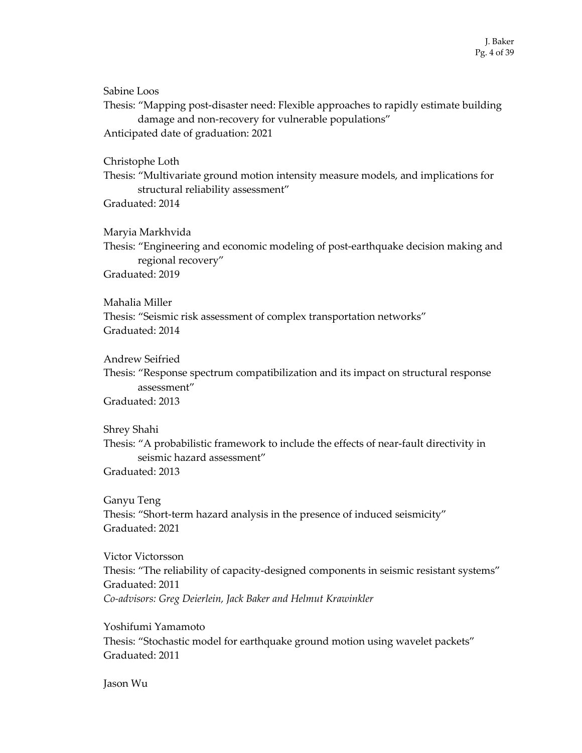Sabine Loos

Thesis: "Mapping post-disaster need: Flexible approaches to rapidly estimate building damage and non-recovery for vulnerable populations"

Anticipated date of graduation: 2021

Christophe Loth

Thesis: "Multivariate ground motion intensity measure models, and implications for structural reliability assessment"

Graduated: 2014

Maryia Markhvida

Thesis: "Engineering and economic modeling of post-earthquake decision making and regional recovery"

Graduated: 2019

Mahalia Miller

Thesis: "Seismic risk assessment of complex transportation networks"

Graduated: 2014

Andrew Seifried

Thesis: "Response spectrum compatibilization and its impact on structural response assessment"

Graduated: 2013

Shrey Shahi

Thesis: "A probabilistic framework to include the effects of near-fault directivity in seismic hazard assessment"

Graduated: 2013

Ganyu Teng

Thesis: "Short-term hazard analysis in the presence of induced seismicity"

Graduated: 2021

Victor Victorsson

Thesis: "The reliability of capacity-designed components in seismic resistant systems"

Graduated: 2011

*Co-advisors: Greg Deierlein, Jack Baker and Helmut Krawinkler*

Yoshifumi Yamamoto

Thesis: "Stochastic model for earthquake ground motion using wavelet packets"

Graduated: 2011

Jason Wu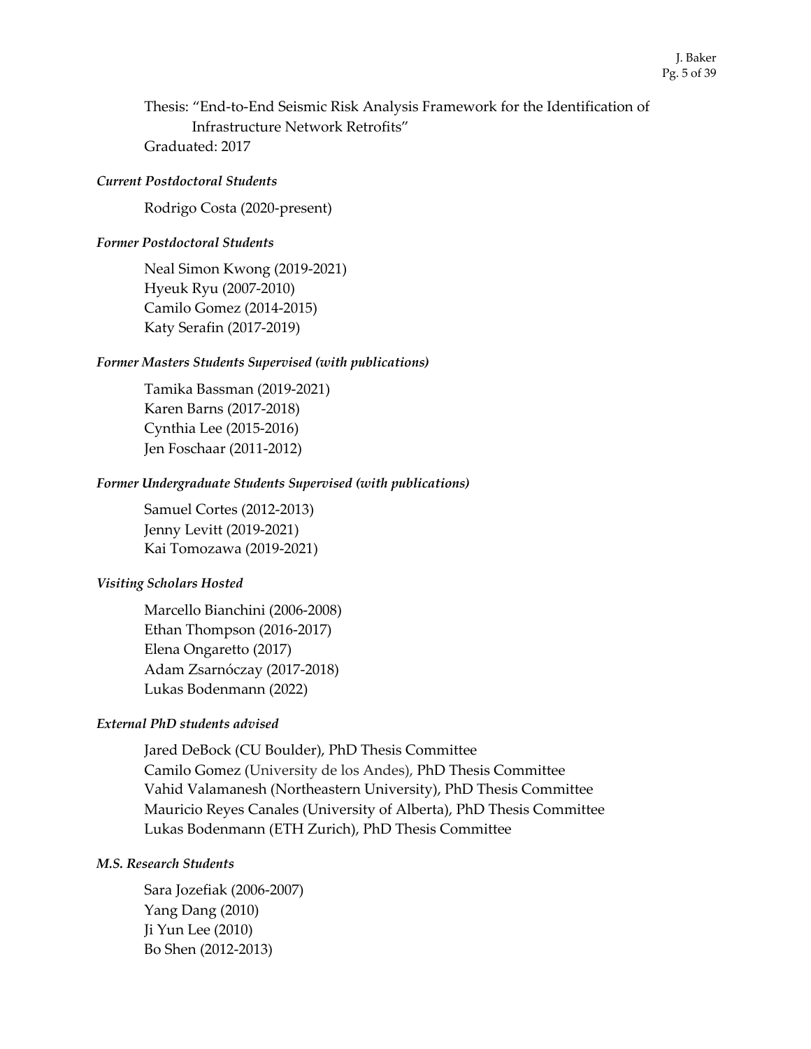Thesis: "End-to-End Seismic Risk Analysis Framework for the Identification of Infrastructure Network Retrofits"
Graduated: 2017

***Current Postdoctoral Students***

Rodrigo Costa (2020-present)

***Former Postdoctoral Students***

Neal Simon Kwong (2019-2021)
Hyeuk Ryu (2007-2010)
Camilo Gomez (2014-2015)
Katy Serafin (2017-2019)

***Former Masters Students Supervised (with publications)***

Tamika Bassman (2019-2021)
Karen Barns (2017-2018)
Cynthia Lee (2015-2016)
Jen Foschaar (2011-2012)

***Former Undergraduate Students Supervised (with publications)***

Samuel Cortes (2012-2013)
Jenny Levitt (2019-2021)
Kai Tomozawa (2019-2021)

***Visiting Scholars Hosted***

Marcello Bianchini (2006-2008)
Ethan Thompson (2016-2017)
Elena Ongaretto (2017)
Adam Zsarnóczay (2017-2018)
Lukas Bodenmann (2022)

***External PhD students advised***

Jared DeBock (CU Boulder), PhD Thesis Committee
Camilo Gomez (University de los Andes), PhD Thesis Committee
Vahid Valamanesh (Northeastern University), PhD Thesis Committee
Mauricio Reyes Canales (University of Alberta), PhD Thesis Committee
Lukas Bodenmann (ETH Zurich), PhD Thesis Committee

***M.S. Research Students***

Sara Jozefiak (2006-2007)
Yang Dang (2010)
Ji Yun Lee (2010)
Bo Shen (2012-2013)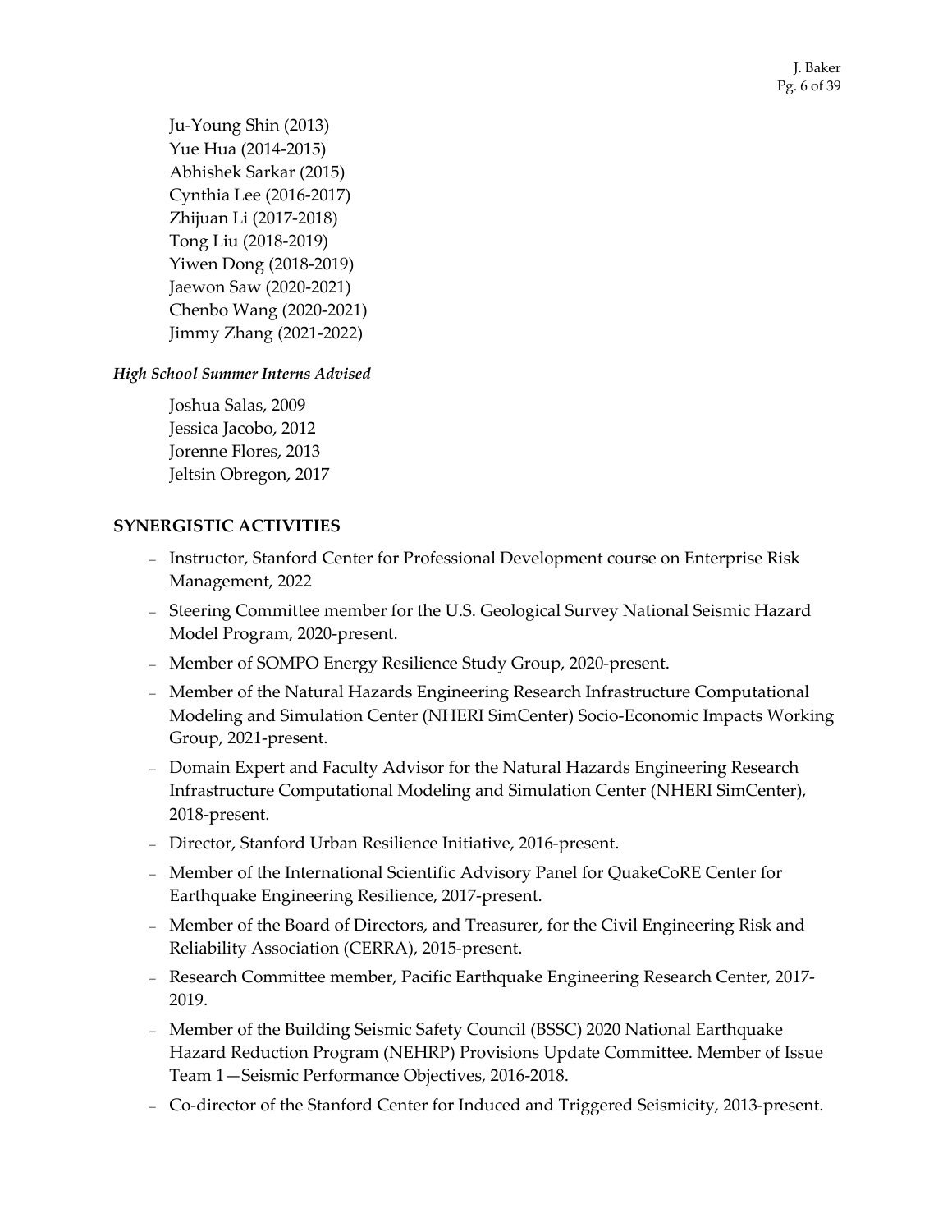Ju-Young Shin (2013)
Yue Hua (2014-2015)
Abhishek Sarkar (2015)
Cynthia Lee (2016-2017)
Zhijuan Li (2017-2018)
Tong Liu (2018-2019)
Yiwen Dong (2018-2019)
Jaewon Saw (2020-2021)
Chenbo Wang (2020-2021)
Jimmy Zhang (2021-2022)

***High School Summer Interns Advised***

Joshua Salas, 2009
Jessica Jacobo, 2012
Jorenne Flores, 2013
Jeltsin Obregon, 2017

## SYNERGISTIC ACTIVITIES

- Instructor, Stanford Center for Professional Development course on Enterprise Risk Management, 2022
- Steering Committee member for the U.S. Geological Survey National Seismic Hazard Model Program, 2020-present.
- Member of SOMPO Energy Resilience Study Group, 2020-present.
- Member of the Natural Hazards Engineering Research Infrastructure Computational Modeling and Simulation Center (NHERI SimCenter) Socio-Economic Impacts Working Group, 2021-present.
- Domain Expert and Faculty Advisor for the Natural Hazards Engineering Research Infrastructure Computational Modeling and Simulation Center (NHERI SimCenter), 2018-present.
- Director, Stanford Urban Resilience Initiative, 2016-present.
- Member of the International Scientific Advisory Panel for QuakeCoRE Center for Earthquake Engineering Resilience, 2017-present.
- Member of the Board of Directors, and Treasurer, for the Civil Engineering Risk and Reliability Association (CERRA), 2015-present.
- Research Committee member, Pacific Earthquake Engineering Research Center, 2017-2019.
- Member of the Building Seismic Safety Council (BSSC) 2020 National Earthquake Hazard Reduction Program (NEHRP) Provisions Update Committee. Member of Issue Team 1—Seismic Performance Objectives, 2016-2018.
- Co-director of the Stanford Center for Induced and Triggered Seismicity, 2013-present.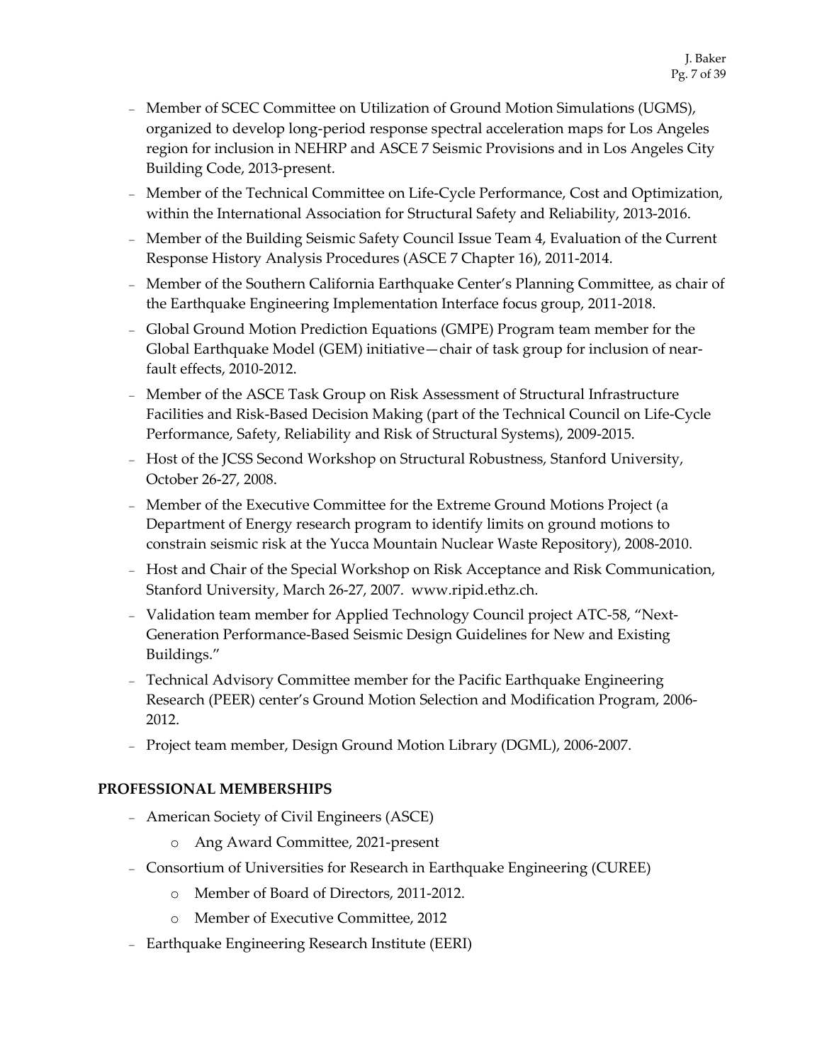- Member of SCEC Committee on Utilization of Ground Motion Simulations (UGMS), organized to develop long-period response spectral acceleration maps for Los Angeles region for inclusion in NEHRP and ASCE 7 Seismic Provisions and in Los Angeles City Building Code, 2013-present.
- Member of the Technical Committee on Life-Cycle Performance, Cost and Optimization, within the International Association for Structural Safety and Reliability, 2013-2016.
- Member of the Building Seismic Safety Council Issue Team 4, Evaluation of the Current Response History Analysis Procedures (ASCE 7 Chapter 16), 2011-2014.
- Member of the Southern California Earthquake Center's Planning Committee, as chair of the Earthquake Engineering Implementation Interface focus group, 2011-2018.
- Global Ground Motion Prediction Equations (GMPE) Program team member for the Global Earthquake Model (GEM) initiative—chair of task group for inclusion of near-fault effects, 2010-2012.
- Member of the ASCE Task Group on Risk Assessment of Structural Infrastructure Facilities and Risk-Based Decision Making (part of the Technical Council on Life-Cycle Performance, Safety, Reliability and Risk of Structural Systems), 2009-2015.
- Host of the JCSS Second Workshop on Structural Robustness, Stanford University, October 26-27, 2008.
- Member of the Executive Committee for the Extreme Ground Motions Project (a Department of Energy research program to identify limits on ground motions to constrain seismic risk at the Yucca Mountain Nuclear Waste Repository), 2008-2010.
- Host and Chair of the Special Workshop on Risk Acceptance and Risk Communication, Stanford University, March 26-27, 2007. www.ripid.ethz.ch.
- Validation team member for Applied Technology Council project ATC-58, "Next-Generation Performance-Based Seismic Design Guidelines for New and Existing Buildings."
- Technical Advisory Committee member for the Pacific Earthquake Engineering Research (PEER) center's Ground Motion Selection and Modification Program, 2006-2012.
- Project team member, Design Ground Motion Library (DGML), 2006-2007.

## PROFESSIONAL MEMBERSHIPS

- American Society of Civil Engineers (ASCE)
  - Ang Award Committee, 2021-present
- Consortium of Universities for Research in Earthquake Engineering (CUREE)
  - Member of Board of Directors, 2011-2012.
  - Member of Executive Committee, 2012
- Earthquake Engineering Research Institute (EERI)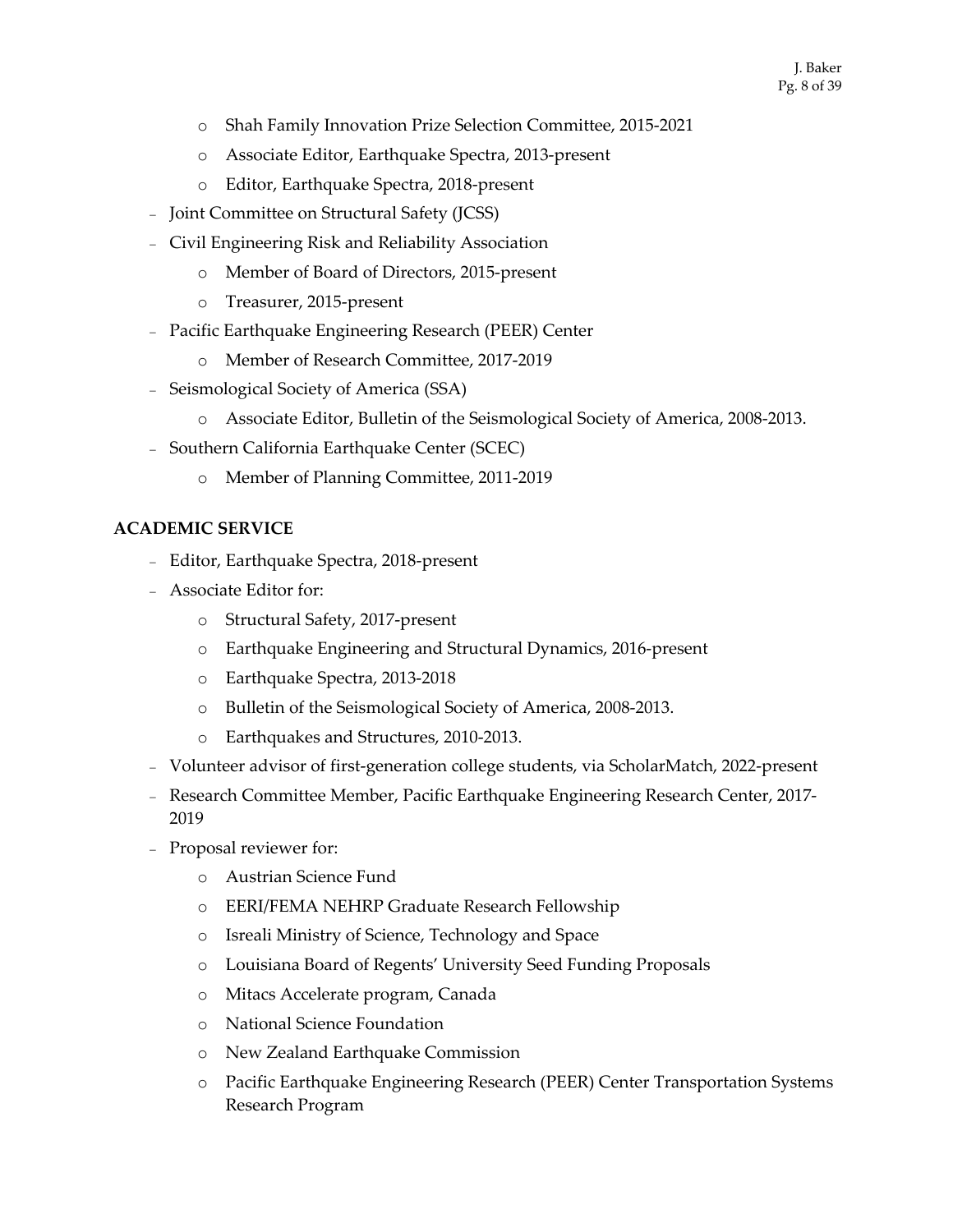- Shah Family Innovation Prize Selection Committee, 2015-2021
  - Associate Editor, Earthquake Spectra, 2013-present
  - Editor, Earthquake Spectra, 2018-present
- Joint Committee on Structural Safety (JCSS)
- Civil Engineering Risk and Reliability Association
  - Member of Board of Directors, 2015-present
  - Treasurer, 2015-present
- Pacific Earthquake Engineering Research (PEER) Center
  - Member of Research Committee, 2017-2019
- Seismological Society of America (SSA)
  - Associate Editor, Bulletin of the Seismological Society of America, 2008-2013.
- Southern California Earthquake Center (SCEC)
  - Member of Planning Committee, 2011-2019

**ACADEMIC SERVICE**

- Editor, Earthquake Spectra, 2018-present
- Associate Editor for:
  - Structural Safety, 2017-present
  - Earthquake Engineering and Structural Dynamics, 2016-present
  - Earthquake Spectra, 2013-2018
  - Bulletin of the Seismological Society of America, 2008-2013.
  - Earthquakes and Structures, 2010-2013.
- Volunteer advisor of first-generation college students, via ScholarMatch, 2022-present
- Research Committee Member, Pacific Earthquake Engineering Research Center, 2017-2019
- Proposal reviewer for:
  - Austrian Science Fund
  - EERI/FEMA NEHRP Graduate Research Fellowship
  - Isreali Ministry of Science, Technology and Space
  - Louisiana Board of Regents' University Seed Funding Proposals
  - Mitacs Accelerate program, Canada
  - National Science Foundation
  - New Zealand Earthquake Commission
  - Pacific Earthquake Engineering Research (PEER) Center Transportation Systems Research Program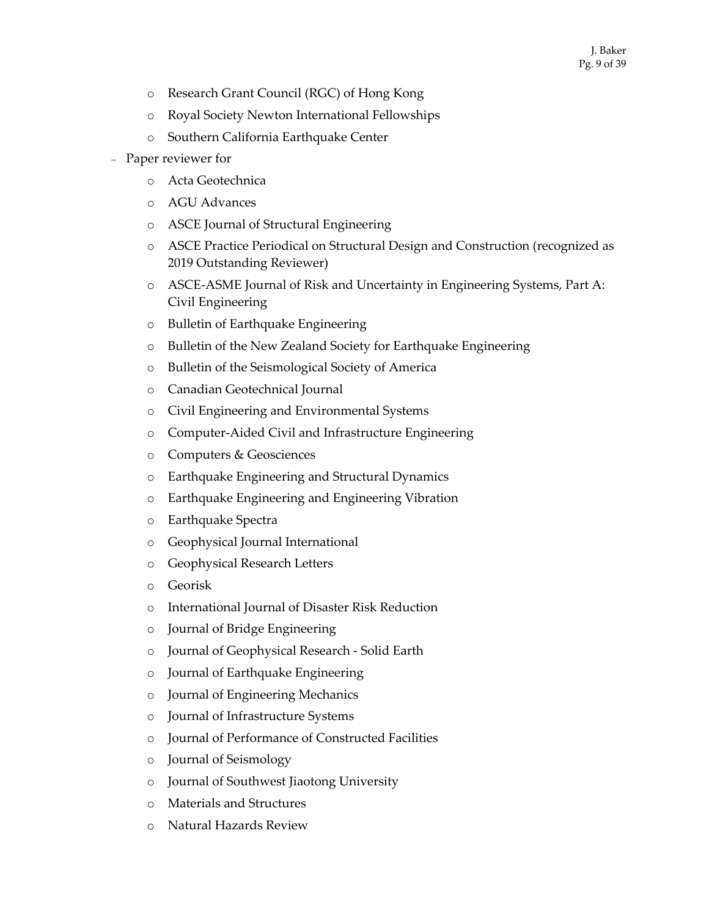- Research Grant Council (RGC) of Hong Kong
  - Royal Society Newton International Fellowships
  - Southern California Earthquake Center
- Paper reviewer for
  - Acta Geotechnica
  - AGU Advances
  - ASCE Journal of Structural Engineering
  - ASCE Practice Periodical on Structural Design and Construction (recognized as 2019 Outstanding Reviewer)
  - ASCE-ASME Journal of Risk and Uncertainty in Engineering Systems, Part A: Civil Engineering
  - Bulletin of Earthquake Engineering
  - Bulletin of the New Zealand Society for Earthquake Engineering
  - Bulletin of the Seismological Society of America
  - Canadian Geotechnical Journal
  - Civil Engineering and Environmental Systems
  - Computer-Aided Civil and Infrastructure Engineering
  - Computers & Geosciences
  - Earthquake Engineering and Structural Dynamics
  - Earthquake Engineering and Engineering Vibration
  - Earthquake Spectra
  - Geophysical Journal International
  - Geophysical Research Letters
  - Georisk
  - International Journal of Disaster Risk Reduction
  - Journal of Bridge Engineering
  - Journal of Geophysical Research - Solid Earth
  - Journal of Earthquake Engineering
  - Journal of Engineering Mechanics
  - Journal of Infrastructure Systems
  - Journal of Performance of Constructed Facilities
  - Journal of Seismology
  - Journal of Southwest Jiaotong University
  - Materials and Structures
  - Natural Hazards Review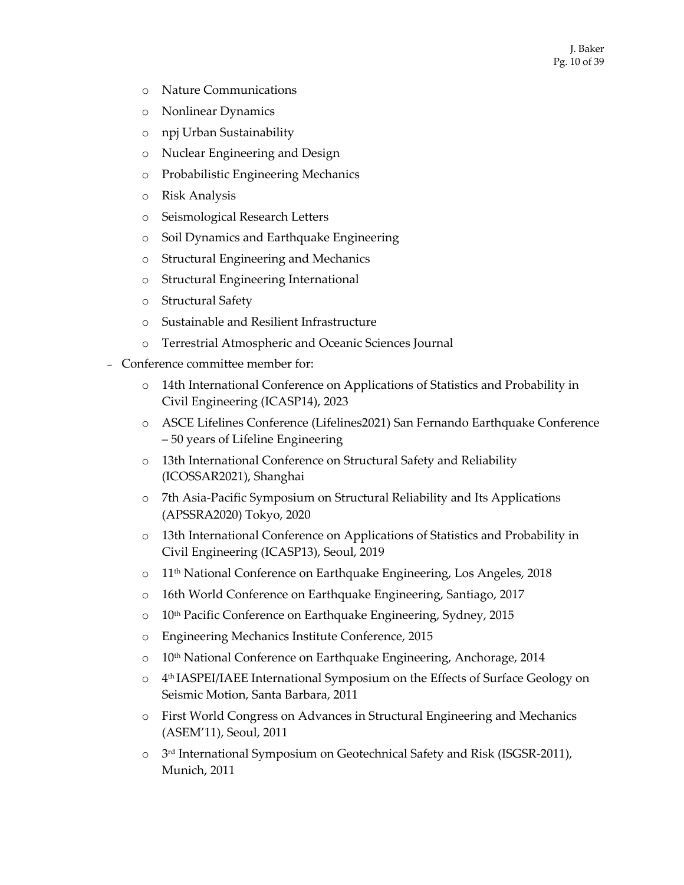- Nature Communications
    - Nonlinear Dynamics
    - npj Urban Sustainability
    - Nuclear Engineering and Design
    - Probabilistic Engineering Mechanics
    - Risk Analysis
    - Seismological Research Letters
    - Soil Dynamics and Earthquake Engineering
    - Structural Engineering and Mechanics
    - Structural Engineering International
    - Structural Safety
    - Sustainable and Resilient Infrastructure
    - Terrestrial Atmospheric and Oceanic Sciences Journal
- Conference committee member for:
    - 14th International Conference on Applications of Statistics and Probability in Civil Engineering (ICASP14), 2023
    - ASCE Lifelines Conference (Lifelines2021) San Fernando Earthquake Conference – 50 years of Lifeline Engineering
    - 13th International Conference on Structural Safety and Reliability (ICOSSAR2021), Shanghai
    - 7th Asia-Pacific Symposium on Structural Reliability and Its Applications (APSSRA2020) Tokyo, 2020
    - 13th International Conference on Applications of Statistics and Probability in Civil Engineering (ICASP13), Seoul, 2019
    - 11th National Conference on Earthquake Engineering, Los Angeles, 2018
    - 16th World Conference on Earthquake Engineering, Santiago, 2017
    - 10th Pacific Conference on Earthquake Engineering, Sydney, 2015
    - Engineering Mechanics Institute Conference, 2015
    - 10th National Conference on Earthquake Engineering, Anchorage, 2014
    - 4th IASPEI/IAEE International Symposium on the Effects of Surface Geology on Seismic Motion, Santa Barbara, 2011
    - First World Congress on Advances in Structural Engineering and Mechanics (ASEM'11), Seoul, 2011
    - 3rd International Symposium on Geotechnical Safety and Risk (ISGSR-2011), Munich, 2011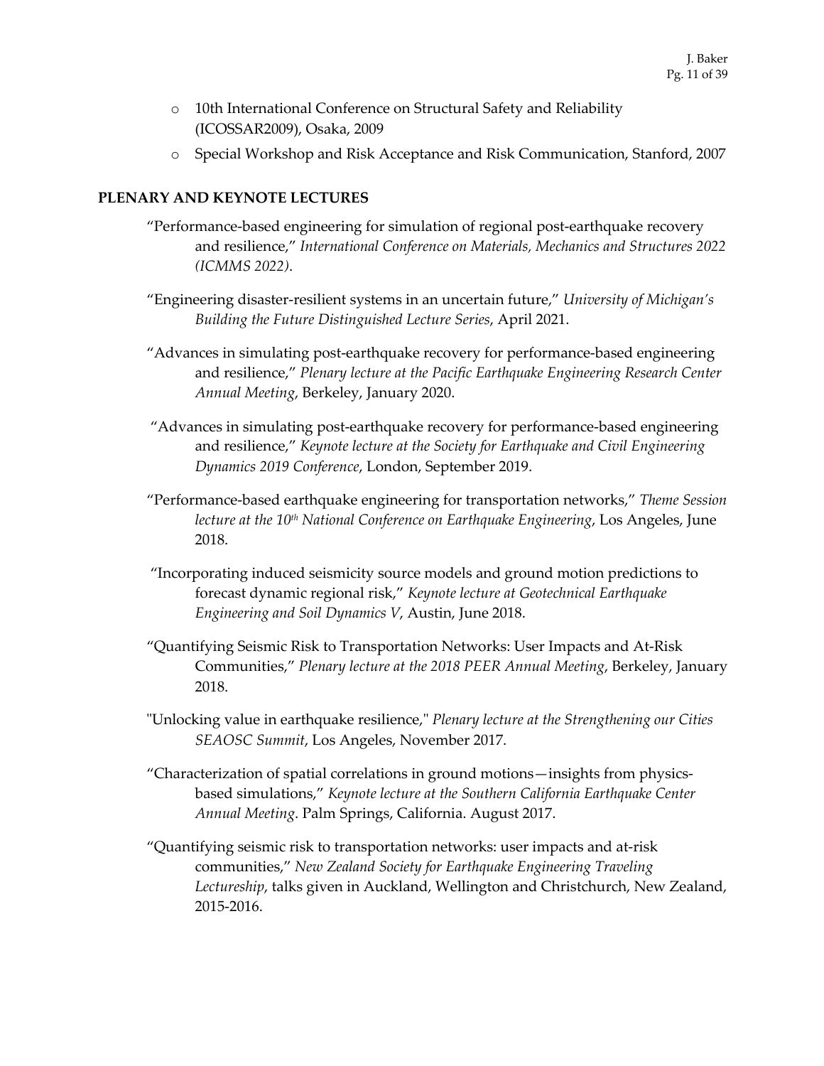- 10th International Conference on Structural Safety and Reliability (ICOSSAR2009), Osaka, 2009
- Special Workshop and Risk Acceptance and Risk Communication, Stanford, 2007

## PLENARY AND KEYNOTE LECTURES

"Performance-based engineering for simulation of regional post-earthquake recovery and resilience," *International Conference on Materials, Mechanics and Structures 2022 (ICMMS 2022)*.

"Engineering disaster-resilient systems in an uncertain future," *University of Michigan's Building the Future Distinguished Lecture Series*, April 2021.

"Advances in simulating post-earthquake recovery for performance-based engineering and resilience," *Plenary lecture at the Pacific Earthquake Engineering Research Center Annual Meeting*, Berkeley, January 2020.

"Advances in simulating post-earthquake recovery for performance-based engineering and resilience," *Keynote lecture at the Society for Earthquake and Civil Engineering Dynamics 2019 Conference*, London, September 2019.

"Performance-based earthquake engineering for transportation networks," *Theme Session lecture at the 10th National Conference on Earthquake Engineering*, Los Angeles, June 2018.

"Incorporating induced seismicity source models and ground motion predictions to forecast dynamic regional risk," *Keynote lecture at Geotechnical Earthquake Engineering and Soil Dynamics V*, Austin, June 2018.

"Quantifying Seismic Risk to Transportation Networks: User Impacts and At-Risk Communities," *Plenary lecture at the 2018 PEER Annual Meeting*, Berkeley, January 2018.

"Unlocking value in earthquake resilience," *Plenary lecture at the Strengthening our Cities SEAOSC Summit*, Los Angeles, November 2017.

"Characterization of spatial correlations in ground motions—insights from physics-based simulations," *Keynote lecture at the Southern California Earthquake Center Annual Meeting*. Palm Springs, California. August 2017.

"Quantifying seismic risk to transportation networks: user impacts and at-risk communities," *New Zealand Society for Earthquake Engineering Traveling Lectureship*, talks given in Auckland, Wellington and Christchurch, New Zealand, 2015-2016.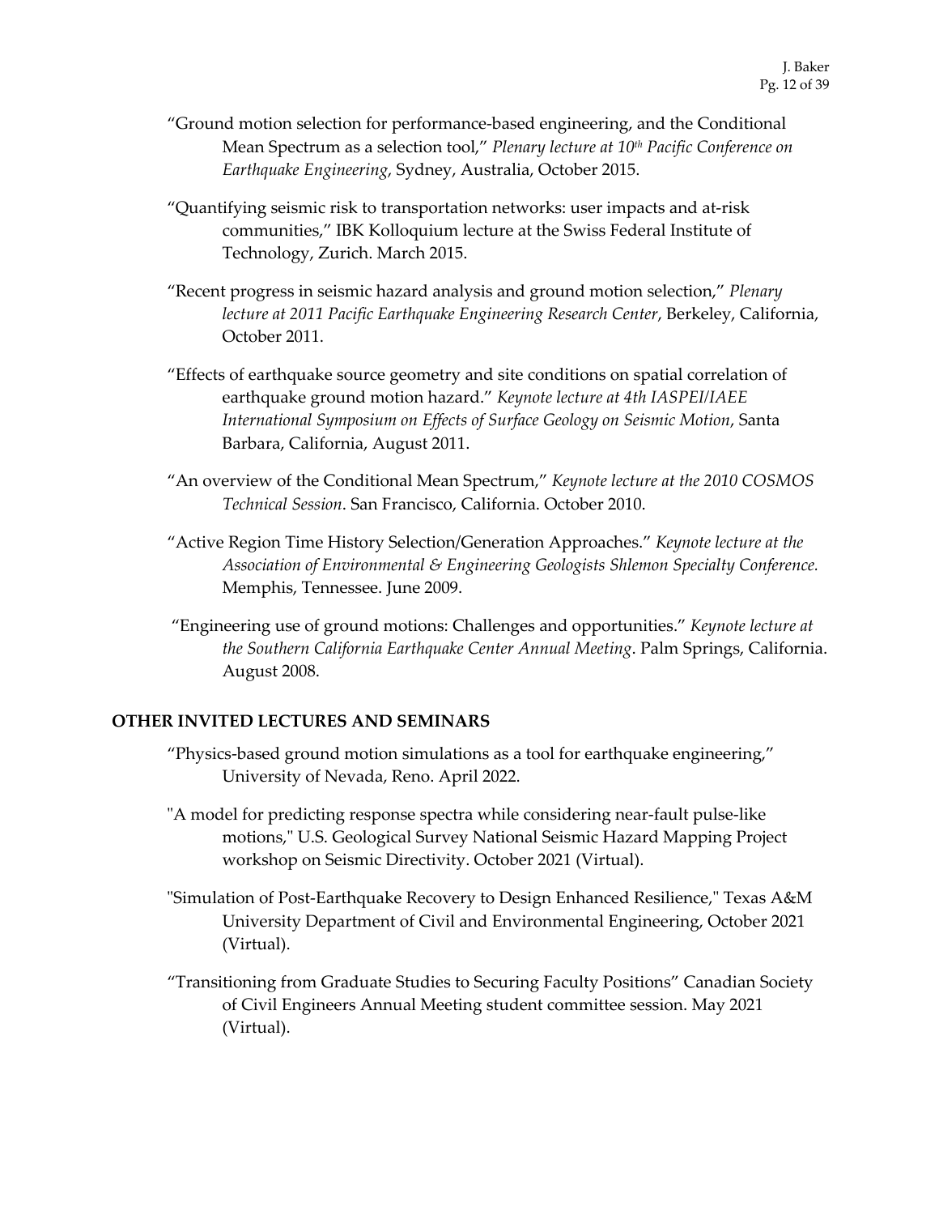"Ground motion selection for performance-based engineering, and the Conditional Mean Spectrum as a selection tool," *Plenary lecture at 10th Pacific Conference on Earthquake Engineering*, Sydney, Australia, October 2015.

"Quantifying seismic risk to transportation networks: user impacts and at-risk communities," IBK Kolloquium lecture at the Swiss Federal Institute of Technology, Zurich. March 2015.

"Recent progress in seismic hazard analysis and ground motion selection," *Plenary lecture at 2011 Pacific Earthquake Engineering Research Center*, Berkeley, California, October 2011.

"Effects of earthquake source geometry and site conditions on spatial correlation of earthquake ground motion hazard." *Keynote lecture at 4th IASPEI/IAEE International Symposium on Effects of Surface Geology on Seismic Motion*, Santa Barbara, California, August 2011.

"An overview of the Conditional Mean Spectrum," *Keynote lecture at the 2010 COSMOS Technical Session*. San Francisco, California. October 2010.

"Active Region Time History Selection/Generation Approaches." *Keynote lecture at the Association of Environmental & Engineering Geologists Shlemon Specialty Conference.* Memphis, Tennessee. June 2009.

"Engineering use of ground motions: Challenges and opportunities." *Keynote lecture at the Southern California Earthquake Center Annual Meeting*. Palm Springs, California. August 2008.

## OTHER INVITED LECTURES AND SEMINARS

"Physics-based ground motion simulations as a tool for earthquake engineering," University of Nevada, Reno. April 2022.

"A model for predicting response spectra while considering near-fault pulse-like motions," U.S. Geological Survey National Seismic Hazard Mapping Project workshop on Seismic Directivity. October 2021 (Virtual).

"Simulation of Post-Earthquake Recovery to Design Enhanced Resilience," Texas A&M University Department of Civil and Environmental Engineering, October 2021 (Virtual).

"Transitioning from Graduate Studies to Securing Faculty Positions" Canadian Society of Civil Engineers Annual Meeting student committee session. May 2021 (Virtual).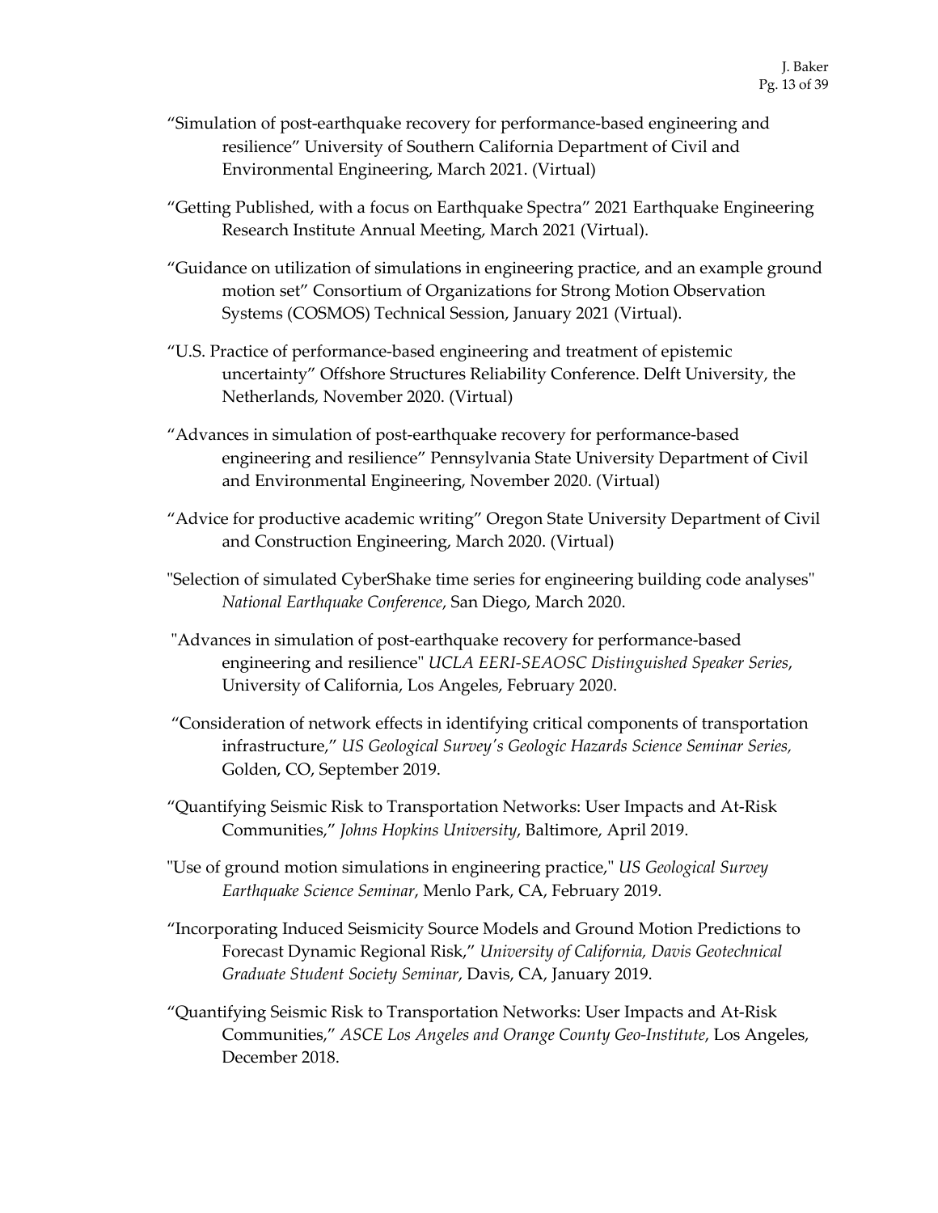"Simulation of post-earthquake recovery for performance-based engineering and resilience" University of Southern California Department of Civil and Environmental Engineering, March 2021. (Virtual)

"Getting Published, with a focus on Earthquake Spectra" 2021 Earthquake Engineering Research Institute Annual Meeting, March 2021 (Virtual).

"Guidance on utilization of simulations in engineering practice, and an example ground motion set" Consortium of Organizations for Strong Motion Observation Systems (COSMOS) Technical Session, January 2021 (Virtual).

"U.S. Practice of performance-based engineering and treatment of epistemic uncertainty" Offshore Structures Reliability Conference. Delft University, the Netherlands, November 2020. (Virtual)

"Advances in simulation of post-earthquake recovery for performance-based engineering and resilience" Pennsylvania State University Department of Civil and Environmental Engineering, November 2020. (Virtual)

"Advice for productive academic writing" Oregon State University Department of Civil and Construction Engineering, March 2020. (Virtual)

"Selection of simulated CyberShake time series for engineering building code analyses" *National Earthquake Conference*, San Diego, March 2020.

"Advances in simulation of post-earthquake recovery for performance-based engineering and resilience" *UCLA EERI-SEAOSC Distinguished Speaker Series*, University of California, Los Angeles, February 2020.

"Consideration of network effects in identifying critical components of transportation infrastructure," *US Geological Survey's Geologic Hazards Science Seminar Series,* Golden, CO, September 2019.

"Quantifying Seismic Risk to Transportation Networks: User Impacts and At-Risk Communities," *Johns Hopkins University*, Baltimore, April 2019.

"Use of ground motion simulations in engineering practice," *US Geological Survey Earthquake Science Seminar*, Menlo Park, CA, February 2019.

"Incorporating Induced Seismicity Source Models and Ground Motion Predictions to Forecast Dynamic Regional Risk," *University of California, Davis Geotechnical Graduate Student Society Seminar*, Davis, CA, January 2019.

"Quantifying Seismic Risk to Transportation Networks: User Impacts and At-Risk Communities," *ASCE Los Angeles and Orange County Geo-Institute*, Los Angeles, December 2018.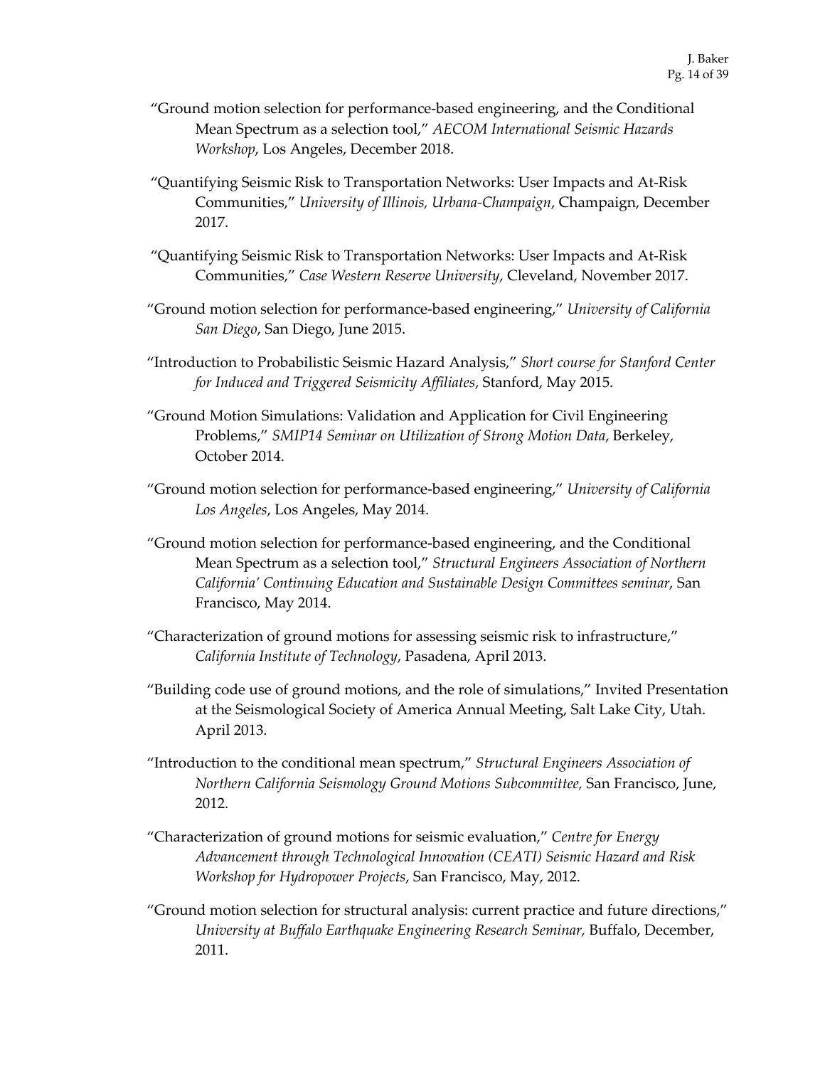"Ground motion selection for performance-based engineering, and the Conditional Mean Spectrum as a selection tool," *AECOM International Seismic Hazards Workshop*, Los Angeles, December 2018.

"Quantifying Seismic Risk to Transportation Networks: User Impacts and At-Risk Communities," *University of Illinois, Urbana-Champaign*, Champaign, December 2017.

"Quantifying Seismic Risk to Transportation Networks: User Impacts and At-Risk Communities," *Case Western Reserve University*, Cleveland, November 2017.

"Ground motion selection for performance-based engineering," *University of California San Diego*, San Diego, June 2015.

"Introduction to Probabilistic Seismic Hazard Analysis," *Short course for Stanford Center for Induced and Triggered Seismicity Affiliates*, Stanford, May 2015.

"Ground Motion Simulations: Validation and Application for Civil Engineering Problems," *SMIP14 Seminar on Utilization of Strong Motion Data*, Berkeley, October 2014.

"Ground motion selection for performance-based engineering," *University of California Los Angeles*, Los Angeles, May 2014.

"Ground motion selection for performance-based engineering, and the Conditional Mean Spectrum as a selection tool," *Structural Engineers Association of Northern California' Continuing Education and Sustainable Design Committees seminar*, San Francisco, May 2014.

"Characterization of ground motions for assessing seismic risk to infrastructure," *California Institute of Technology*, Pasadena, April 2013.

"Building code use of ground motions, and the role of simulations," Invited Presentation at the Seismological Society of America Annual Meeting, Salt Lake City, Utah. April 2013.

"Introduction to the conditional mean spectrum," *Structural Engineers Association of Northern California Seismology Ground Motions Subcommittee,* San Francisco, June, 2012.

"Characterization of ground motions for seismic evaluation," *Centre for Energy Advancement through Technological Innovation (CEATI) Seismic Hazard and Risk Workshop for Hydropower Projects*, San Francisco, May, 2012.

"Ground motion selection for structural analysis: current practice and future directions," *University at Buffalo Earthquake Engineering Research Seminar,* Buffalo, December, 2011.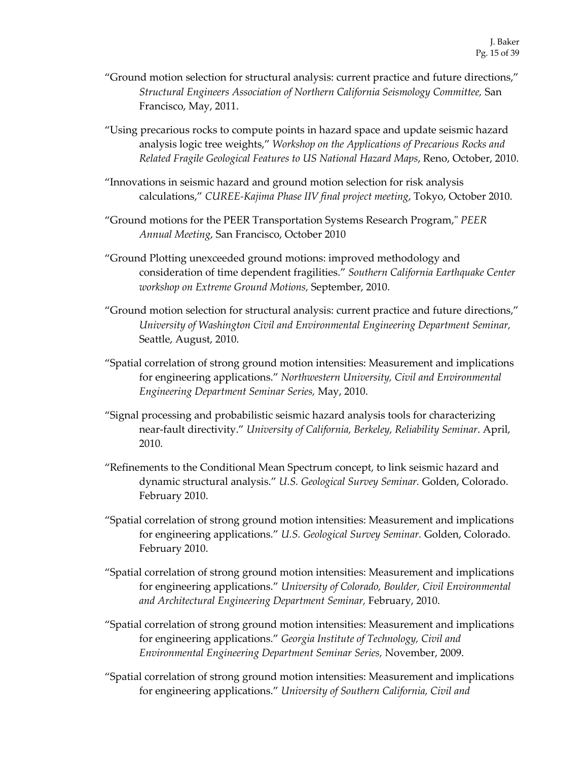"Ground motion selection for structural analysis: current practice and future directions," *Structural Engineers Association of Northern California Seismology Committee,* San Francisco, May, 2011.

"Using precarious rocks to compute points in hazard space and update seismic hazard analysis logic tree weights," *Workshop on the Applications of Precarious Rocks and Related Fragile Geological Features to US National Hazard Maps*, Reno, October, 2010.

"Innovations in seismic hazard and ground motion selection for risk analysis calculations," *CUREE-Kajima Phase IIV final project meeting*, Tokyo, October 2010.

"Ground motions for the PEER Transportation Systems Research Program," *PEER Annual Meeting*, San Francisco, October 2010

"Ground Plotting unexceeded ground motions: improved methodology and consideration of time dependent fragilities." *Southern California Earthquake Center workshop on Extreme Ground Motions,* September, 2010.

"Ground motion selection for structural analysis: current practice and future directions," *University of Washington Civil and Environmental Engineering Department Seminar,* Seattle, August, 2010.

"Spatial correlation of strong ground motion intensities: Measurement and implications for engineering applications." *Northwestern University, Civil and Environmental Engineering Department Seminar Series,* May, 2010.

"Signal processing and probabilistic seismic hazard analysis tools for characterizing near-fault directivity." *University of California, Berkeley, Reliability Seminar*. April, 2010.

"Refinements to the Conditional Mean Spectrum concept, to link seismic hazard and dynamic structural analysis." *U.S. Geological Survey Seminar.* Golden, Colorado. February 2010.

"Spatial correlation of strong ground motion intensities: Measurement and implications for engineering applications." *U.S. Geological Survey Seminar.* Golden, Colorado. February 2010.

"Spatial correlation of strong ground motion intensities: Measurement and implications for engineering applications." *University of Colorado, Boulder, Civil Environmental and Architectural Engineering Department Seminar,* February, 2010.

"Spatial correlation of strong ground motion intensities: Measurement and implications for engineering applications." *Georgia Institute of Technology, Civil and Environmental Engineering Department Seminar Series,* November, 2009.

"Spatial correlation of strong ground motion intensities: Measurement and implications for engineering applications." *University of Southern California, Civil and*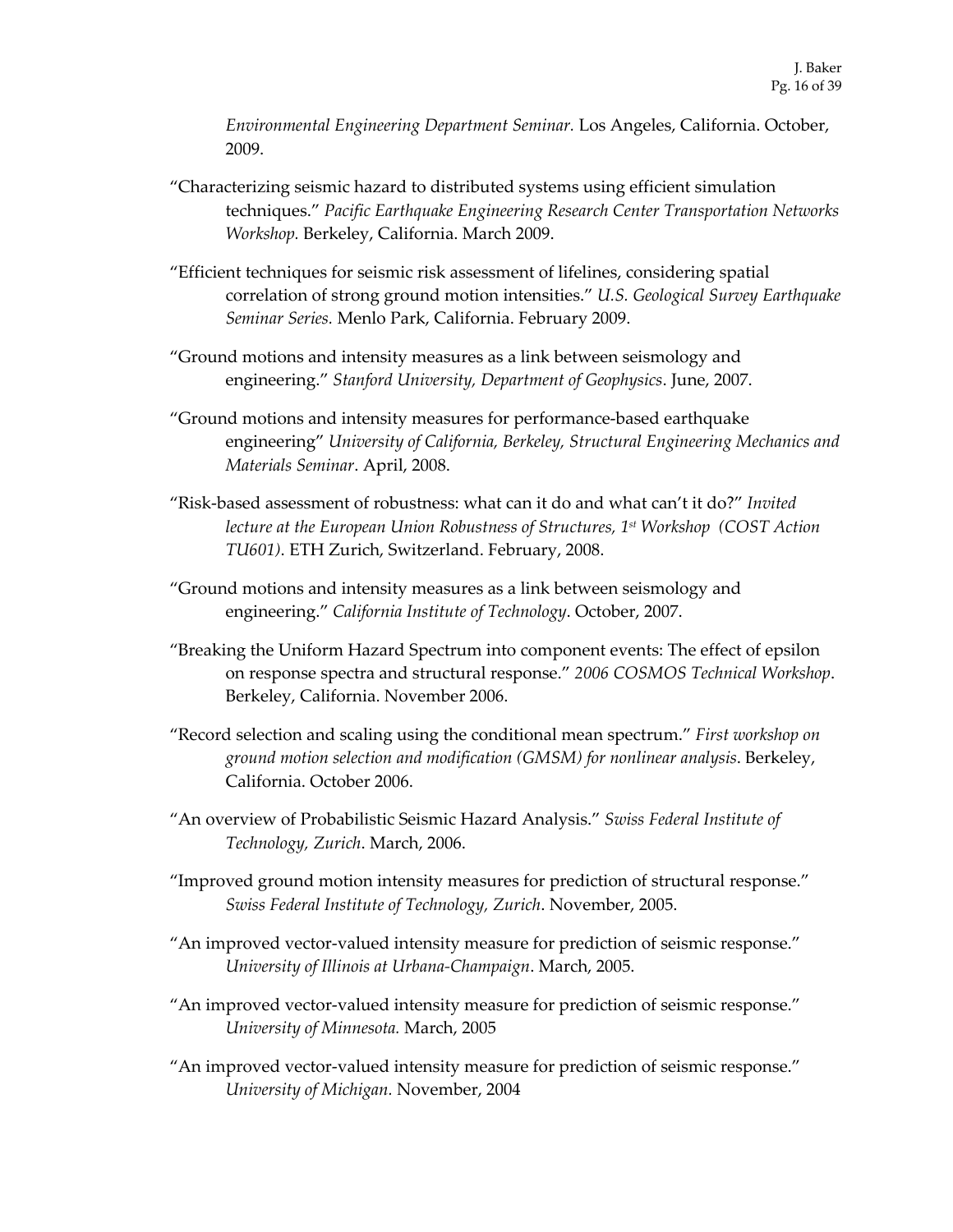*Environmental Engineering Department Seminar.* Los Angeles, California. October, 2009.

"Characterizing seismic hazard to distributed systems using efficient simulation techniques." *Pacific Earthquake Engineering Research Center Transportation Networks Workshop.* Berkeley, California. March 2009.

"Efficient techniques for seismic risk assessment of lifelines, considering spatial correlation of strong ground motion intensities." *U.S. Geological Survey Earthquake Seminar Series.* Menlo Park, California. February 2009.

"Ground motions and intensity measures as a link between seismology and engineering." *Stanford University, Department of Geophysics*. June, 2007.

"Ground motions and intensity measures for performance-based earthquake engineering" *University of California, Berkeley, Structural Engineering Mechanics and Materials Seminar*. April, 2008.

"Risk-based assessment of robustness: what can it do and what can't it do?" *Invited lecture at the European Union Robustness of Structures, 1st Workshop (COST Action TU601)*. ETH Zurich, Switzerland. February, 2008.

"Ground motions and intensity measures as a link between seismology and engineering." *California Institute of Technology*. October, 2007.

"Breaking the Uniform Hazard Spectrum into component events: The effect of epsilon on response spectra and structural response." *2006 COSMOS Technical Workshop*. Berkeley, California. November 2006.

"Record selection and scaling using the conditional mean spectrum." *First workshop on ground motion selection and modification (GMSM) for nonlinear analysis*. Berkeley, California. October 2006.

"An overview of Probabilistic Seismic Hazard Analysis." *Swiss Federal Institute of Technology, Zurich*. March, 2006.

"Improved ground motion intensity measures for prediction of structural response." *Swiss Federal Institute of Technology, Zurich*. November, 2005.

"An improved vector-valued intensity measure for prediction of seismic response." *University of Illinois at Urbana-Champaign*. March, 2005.

"An improved vector-valued intensity measure for prediction of seismic response." *University of Minnesota.* March, 2005

"An improved vector-valued intensity measure for prediction of seismic response." *University of Michigan.* November, 2004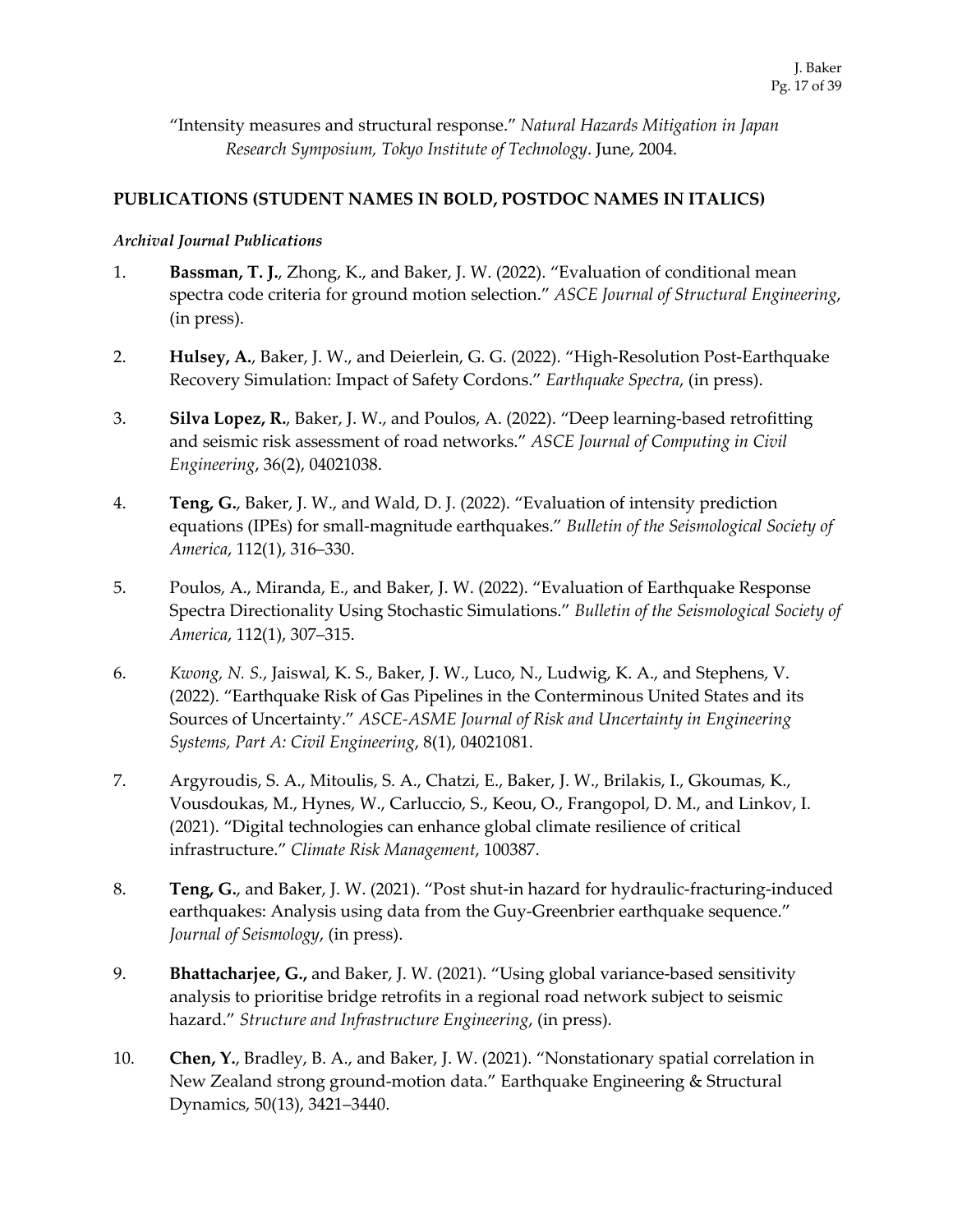"Intensity measures and structural response." *Natural Hazards Mitigation in Japan Research Symposium, Tokyo Institute of Technology*. June, 2004.

## PUBLICATIONS (STUDENT NAMES IN BOLD, POSTDOC NAMES IN ITALICS)

### *Archival Journal Publications*

1. **Bassman, T. J.**, Zhong, K., and Baker, J. W. (2022). "Evaluation of conditional mean spectra code criteria for ground motion selection." *ASCE Journal of Structural Engineering*, (in press).

2. **Hulsey, A.**, Baker, J. W., and Deierlein, G. G. (2022). "High-Resolution Post-Earthquake Recovery Simulation: Impact of Safety Cordons." *Earthquake Spectra*, (in press).

3. **Silva Lopez, R.**, Baker, J. W., and Poulos, A. (2022). "Deep learning-based retrofitting and seismic risk assessment of road networks." *ASCE Journal of Computing in Civil Engineering*, 36(2), 04021038.

4. **Teng, G.**, Baker, J. W., and Wald, D. J. (2022). "Evaluation of intensity prediction equations (IPEs) for small-magnitude earthquakes." *Bulletin of the Seismological Society of America*, 112(1), 316–330.

5. Poulos, A., Miranda, E., and Baker, J. W. (2022). "Evaluation of Earthquake Response Spectra Directionality Using Stochastic Simulations." *Bulletin of the Seismological Society of America*, 112(1), 307–315.

6. *Kwong, N. S.*, Jaiswal, K. S., Baker, J. W., Luco, N., Ludwig, K. A., and Stephens, V. (2022). "Earthquake Risk of Gas Pipelines in the Conterminous United States and its Sources of Uncertainty." *ASCE-ASME Journal of Risk and Uncertainty in Engineering Systems, Part A: Civil Engineering*, 8(1), 04021081.

7. Argyroudis, S. A., Mitoulis, S. A., Chatzi, E., Baker, J. W., Brilakis, I., Gkoumas, K., Vousdoukas, M., Hynes, W., Carluccio, S., Keou, O., Frangopol, D. M., and Linkov, I. (2021). "Digital technologies can enhance global climate resilience of critical infrastructure." *Climate Risk Management*, 100387.

8. **Teng, G.**, and Baker, J. W. (2021). "Post shut-in hazard for hydraulic-fracturing-induced earthquakes: Analysis using data from the Guy-Greenbrier earthquake sequence." *Journal of Seismology*, (in press).

9. **Bhattacharjee, G.,** and Baker, J. W. (2021). "Using global variance-based sensitivity analysis to prioritise bridge retrofits in a regional road network subject to seismic hazard." *Structure and Infrastructure Engineering*, (in press).

10. **Chen, Y.**, Bradley, B. A., and Baker, J. W. (2021). "Nonstationary spatial correlation in New Zealand strong ground-motion data." Earthquake Engineering & Structural Dynamics, 50(13), 3421–3440.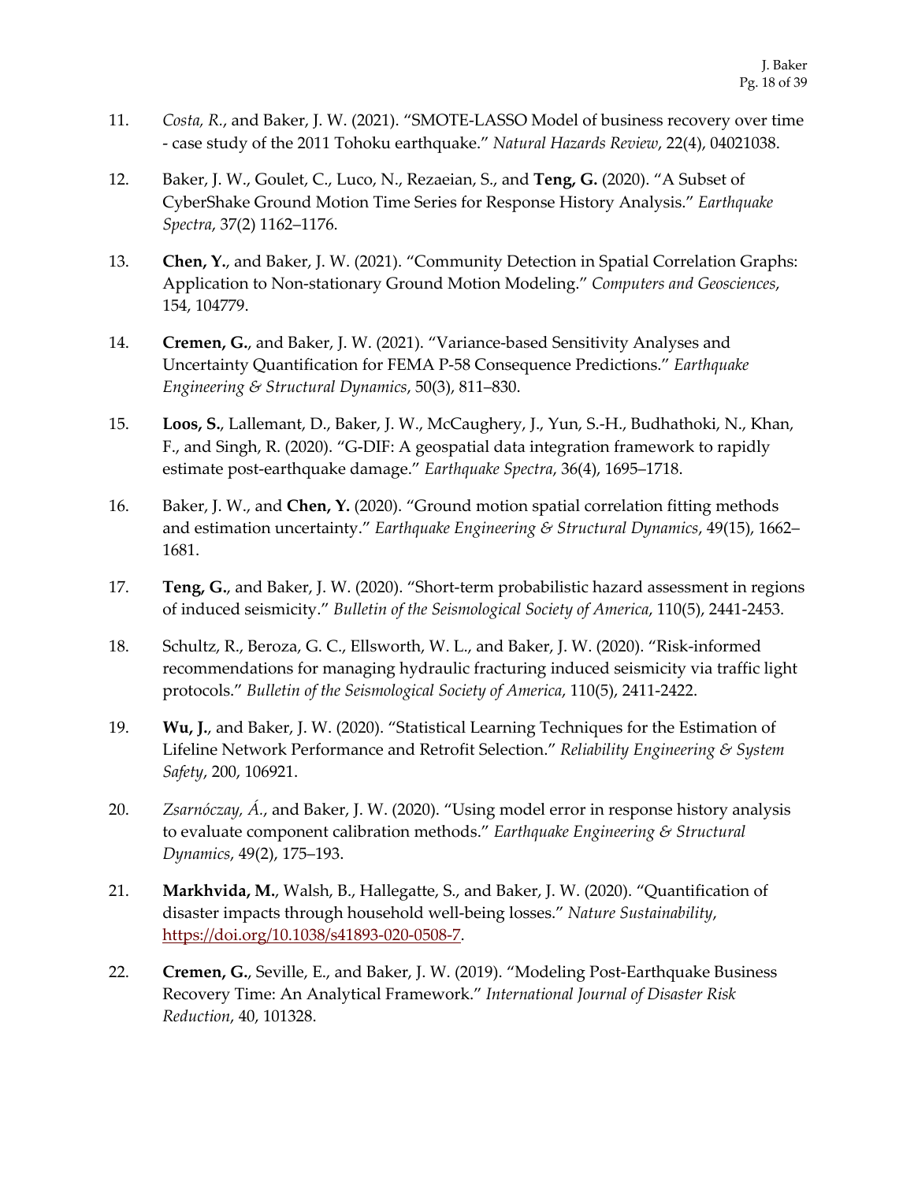11. *Costa, R.*, and Baker, J. W. (2021). “SMOTE-LASSO Model of business recovery over time - case study of the 2011 Tohoku earthquake.” *Natural Hazards Review*, 22(4), 04021038.

12. Baker, J. W., Goulet, C., Luco, N., Rezaeian, S., and **Teng, G.** (2020). “A Subset of CyberShake Ground Motion Time Series for Response History Analysis.” *Earthquake Spectra*, 37(2) 1162–1176.

13. **Chen, Y.**, and Baker, J. W. (2021). “Community Detection in Spatial Correlation Graphs: Application to Non-stationary Ground Motion Modeling.” *Computers and Geosciences*, 154, 104779.

14. **Cremen, G.**, and Baker, J. W. (2021). “Variance-based Sensitivity Analyses and Uncertainty Quantification for FEMA P-58 Consequence Predictions.” *Earthquake Engineering & Structural Dynamics*, 50(3), 811–830.

15. **Loos, S.**, Lallemant, D., Baker, J. W., McCaughery, J., Yun, S.-H., Budhathoki, N., Khan, F., and Singh, R. (2020). “G-DIF: A geospatial data integration framework to rapidly estimate post-earthquake damage.” *Earthquake Spectra*, 36(4), 1695–1718.

16. Baker, J. W., and **Chen, Y.** (2020). “Ground motion spatial correlation fitting methods and estimation uncertainty.” *Earthquake Engineering & Structural Dynamics*, 49(15), 1662–1681.

17. **Teng, G.**, and Baker, J. W. (2020). “Short-term probabilistic hazard assessment in regions of induced seismicity.” *Bulletin of the Seismological Society of America*, 110(5), 2441-2453.

18. Schultz, R., Beroza, G. C., Ellsworth, W. L., and Baker, J. W. (2020). “Risk-informed recommendations for managing hydraulic fracturing induced seismicity via traffic light protocols.” *Bulletin of the Seismological Society of America*, 110(5), 2411-2422.

19. **Wu, J.**, and Baker, J. W. (2020). “Statistical Learning Techniques for the Estimation of Lifeline Network Performance and Retrofit Selection.” *Reliability Engineering & System Safety*, 200, 106921.

20. *Zsarnóczay, Á.*, and Baker, J. W. (2020). “Using model error in response history analysis to evaluate component calibration methods.” *Earthquake Engineering & Structural Dynamics*, 49(2), 175–193.

21. **Markhvida, M.**, Walsh, B., Hallegatte, S., and Baker, J. W. (2020). “Quantification of disaster impacts through household well-being losses.” *Nature Sustainability*, https://doi.org/10.1038/s41893-020-0508-7.

22. **Cremen, G.**, Seville, E., and Baker, J. W. (2019). “Modeling Post-Earthquake Business Recovery Time: An Analytical Framework.” *International Journal of Disaster Risk Reduction*, 40, 101328.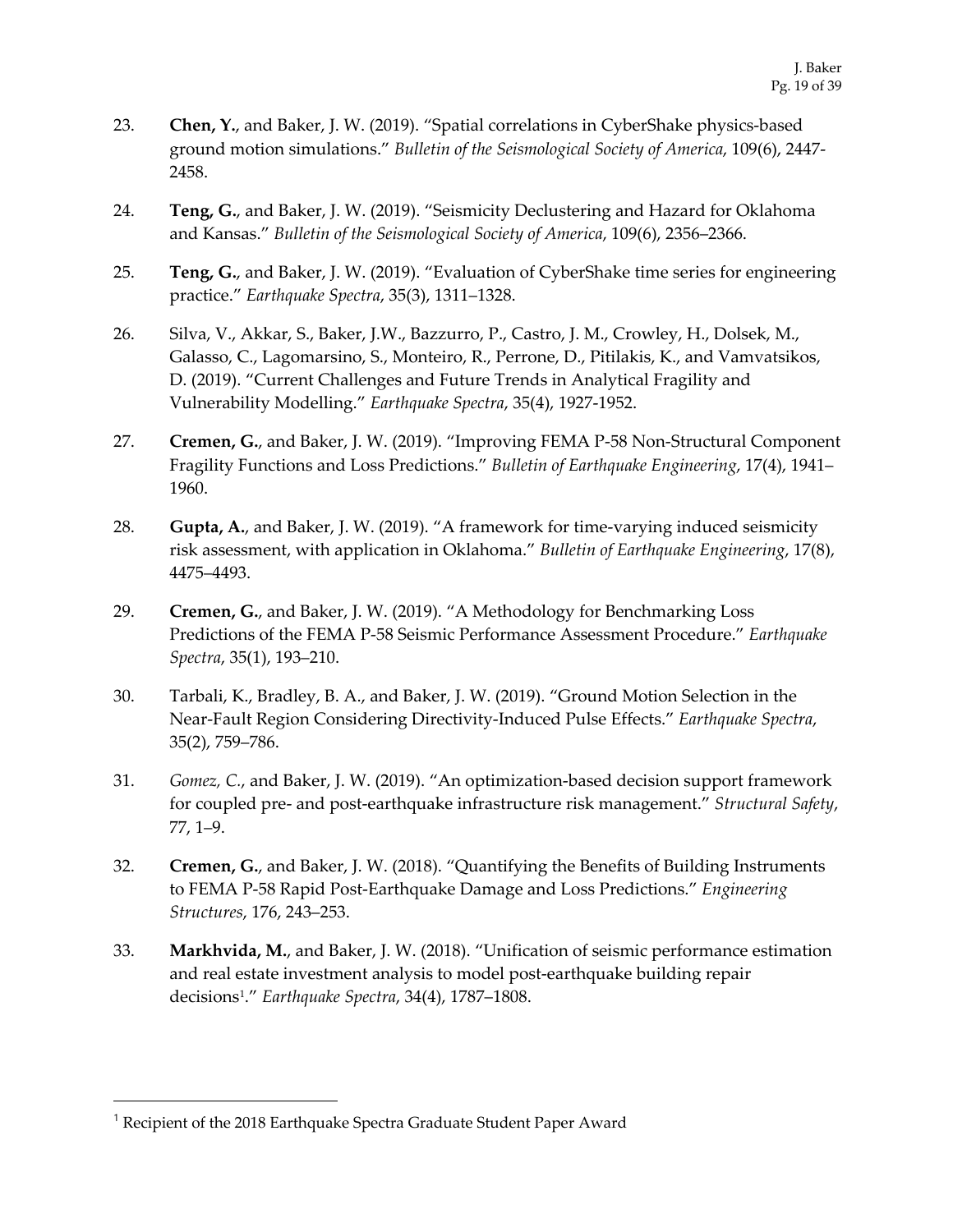23. **Chen, Y.**, and Baker, J. W. (2019). “Spatial correlations in CyberShake physics-based ground motion simulations.” *Bulletin of the Seismological Society of America*, 109(6), 2447-2458.

24. **Teng, G.**, and Baker, J. W. (2019). “Seismicity Declustering and Hazard for Oklahoma and Kansas.” *Bulletin of the Seismological Society of America*, 109(6), 2356–2366.

25. **Teng, G.**, and Baker, J. W. (2019). “Evaluation of CyberShake time series for engineering practice.” *Earthquake Spectra*, 35(3), 1311–1328.

26. Silva, V., Akkar, S., Baker, J.W., Bazzurro, P., Castro, J. M., Crowley, H., Dolsek, M., Galasso, C., Lagomarsino, S., Monteiro, R., Perrone, D., Pitilakis, K., and Vamvatsikos, D. (2019). “Current Challenges and Future Trends in Analytical Fragility and Vulnerability Modelling.” *Earthquake Spectra*, 35(4), 1927-1952.

27. **Cremen, G.**, and Baker, J. W. (2019). “Improving FEMA P-58 Non-Structural Component Fragility Functions and Loss Predictions.” *Bulletin of Earthquake Engineering*, 17(4), 1941–1960.

28. **Gupta, A.**, and Baker, J. W. (2019). “A framework for time-varying induced seismicity risk assessment, with application in Oklahoma.” *Bulletin of Earthquake Engineering*, 17(8), 4475–4493.

29. **Cremen, G.**, and Baker, J. W. (2019). “A Methodology for Benchmarking Loss Predictions of the FEMA P-58 Seismic Performance Assessment Procedure.” *Earthquake Spectra*, 35(1), 193–210.

30. Tarbali, K., Bradley, B. A., and Baker, J. W. (2019). “Ground Motion Selection in the Near-Fault Region Considering Directivity-Induced Pulse Effects.” *Earthquake Spectra*, 35(2), 759–786.

31. *Gomez, C.*, and Baker, J. W. (2019). “An optimization-based decision support framework for coupled pre- and post-earthquake infrastructure risk management.” *Structural Safety*, 77, 1–9.

32. **Cremen, G.**, and Baker, J. W. (2018). “Quantifying the Benefits of Building Instruments to FEMA P-58 Rapid Post-Earthquake Damage and Loss Predictions.” *Engineering Structures*, 176, 243–253.

33. **Markhvida, M.**, and Baker, J. W. (2018). “Unification of seismic performance estimation and real estate investment analysis to model post-earthquake building repair decisions[1].” *Earthquake Spectra*, 34(4), 1787–1808.

[1] Recipient of the 2018 Earthquake Spectra Graduate Student Paper Award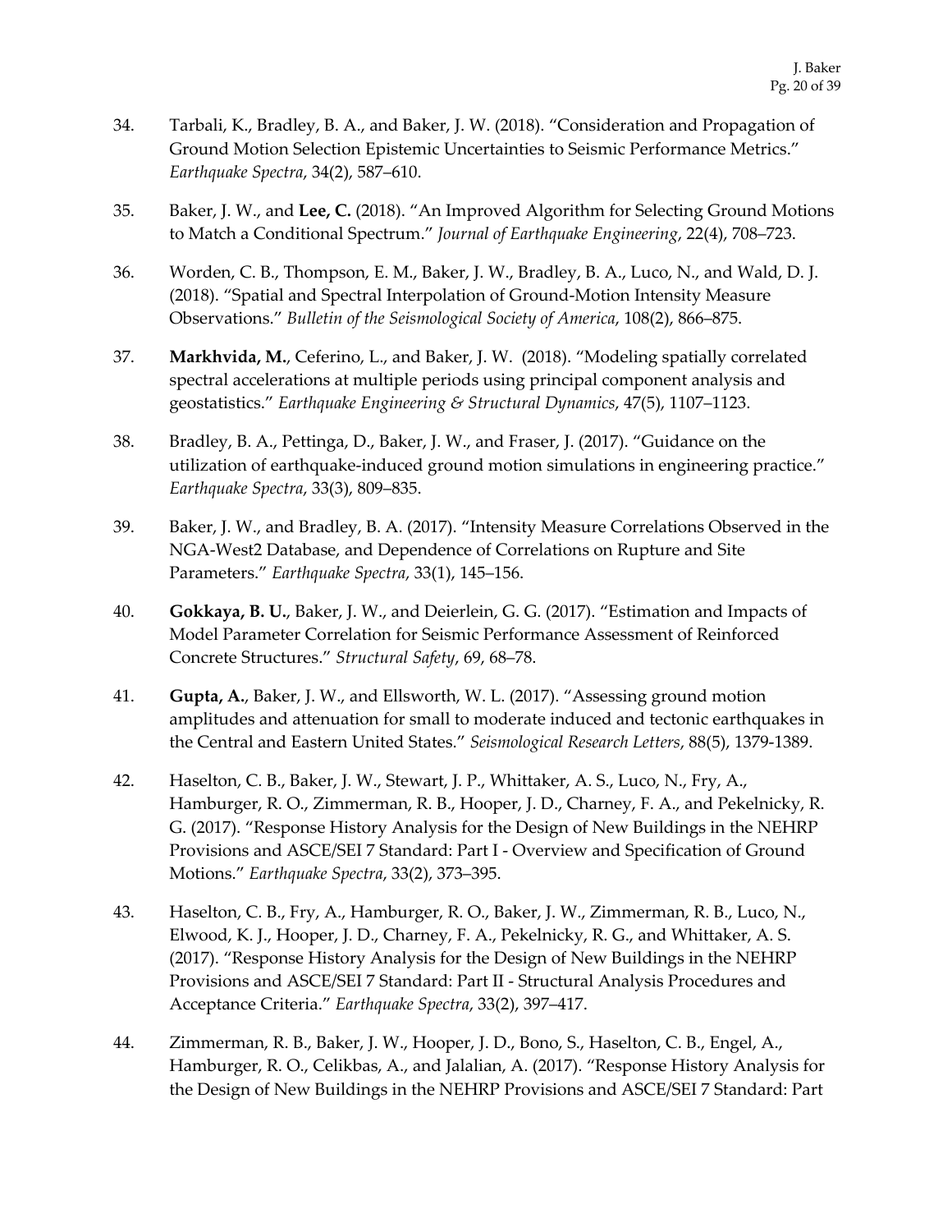34. Tarbali, K., Bradley, B. A., and Baker, J. W. (2018). "Consideration and Propagation of Ground Motion Selection Epistemic Uncertainties to Seismic Performance Metrics." *Earthquake Spectra*, 34(2), 587–610.

35. Baker, J. W., and **Lee, C.** (2018). "An Improved Algorithm for Selecting Ground Motions to Match a Conditional Spectrum." *Journal of Earthquake Engineering*, 22(4), 708–723.

36. Worden, C. B., Thompson, E. M., Baker, J. W., Bradley, B. A., Luco, N., and Wald, D. J. (2018). "Spatial and Spectral Interpolation of Ground-Motion Intensity Measure Observations." *Bulletin of the Seismological Society of America*, 108(2), 866–875.

37. **Markhvida, M.**, Ceferino, L., and Baker, J. W. (2018). "Modeling spatially correlated spectral accelerations at multiple periods using principal component analysis and geostatistics." *Earthquake Engineering & Structural Dynamics*, 47(5), 1107–1123.

38. Bradley, B. A., Pettinga, D., Baker, J. W., and Fraser, J. (2017). "Guidance on the utilization of earthquake-induced ground motion simulations in engineering practice." *Earthquake Spectra*, 33(3), 809–835.

39. Baker, J. W., and Bradley, B. A. (2017). "Intensity Measure Correlations Observed in the NGA-West2 Database, and Dependence of Correlations on Rupture and Site Parameters." *Earthquake Spectra*, 33(1), 145–156.

40. **Gokkaya, B. U.**, Baker, J. W., and Deierlein, G. G. (2017). "Estimation and Impacts of Model Parameter Correlation for Seismic Performance Assessment of Reinforced Concrete Structures." *Structural Safety*, 69, 68–78.

41. **Gupta, A.**, Baker, J. W., and Ellsworth, W. L. (2017). "Assessing ground motion amplitudes and attenuation for small to moderate induced and tectonic earthquakes in the Central and Eastern United States." *Seismological Research Letters*, 88(5), 1379-1389.

42. Haselton, C. B., Baker, J. W., Stewart, J. P., Whittaker, A. S., Luco, N., Fry, A., Hamburger, R. O., Zimmerman, R. B., Hooper, J. D., Charney, F. A., and Pekelnicky, R. G. (2017). "Response History Analysis for the Design of New Buildings in the NEHRP Provisions and ASCE/SEI 7 Standard: Part I - Overview and Specification of Ground Motions." *Earthquake Spectra*, 33(2), 373–395.

43. Haselton, C. B., Fry, A., Hamburger, R. O., Baker, J. W., Zimmerman, R. B., Luco, N., Elwood, K. J., Hooper, J. D., Charney, F. A., Pekelnicky, R. G., and Whittaker, A. S. (2017). "Response History Analysis for the Design of New Buildings in the NEHRP Provisions and ASCE/SEI 7 Standard: Part II - Structural Analysis Procedures and Acceptance Criteria." *Earthquake Spectra*, 33(2), 397–417.

44. Zimmerman, R. B., Baker, J. W., Hooper, J. D., Bono, S., Haselton, C. B., Engel, A., Hamburger, R. O., Celikbas, A., and Jalalian, A. (2017). "Response History Analysis for the Design of New Buildings in the NEHRP Provisions and ASCE/SEI 7 Standard: Part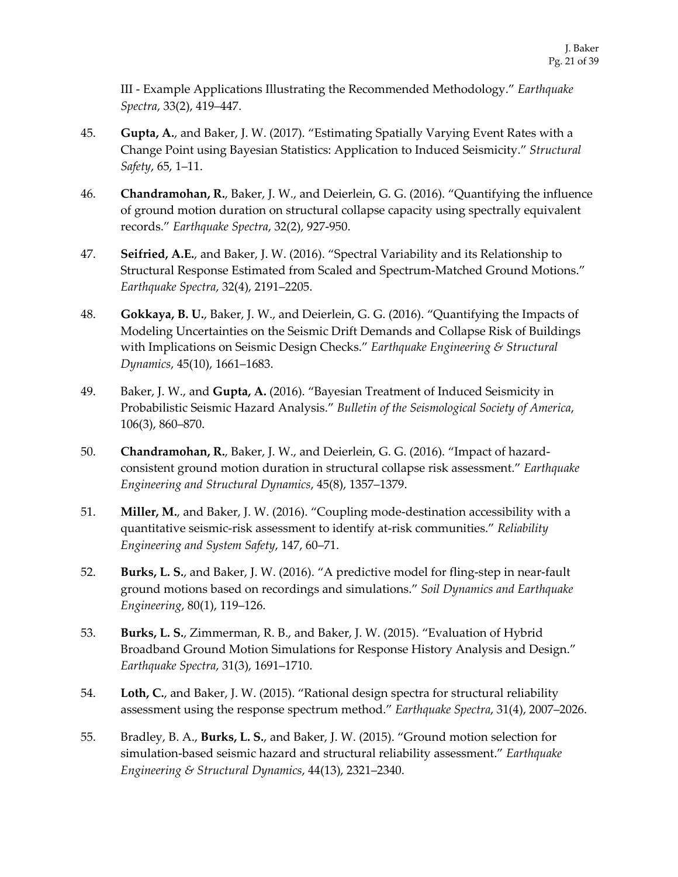III - Example Applications Illustrating the Recommended Methodology." *Earthquake Spectra*, 33(2), 419–447.

45. **Gupta, A.**, and Baker, J. W. (2017). "Estimating Spatially Varying Event Rates with a Change Point using Bayesian Statistics: Application to Induced Seismicity." *Structural Safety*, 65, 1–11.

46. **Chandramohan, R.**, Baker, J. W., and Deierlein, G. G. (2016). "Quantifying the influence of ground motion duration on structural collapse capacity using spectrally equivalent records." *Earthquake Spectra*, 32(2), 927-950.

47. **Seifried, A.E.**, and Baker, J. W. (2016). "Spectral Variability and its Relationship to Structural Response Estimated from Scaled and Spectrum-Matched Ground Motions." *Earthquake Spectra*, 32(4), 2191–2205.

48. **Gokkaya, B. U.**, Baker, J. W., and Deierlein, G. G. (2016). "Quantifying the Impacts of Modeling Uncertainties on the Seismic Drift Demands and Collapse Risk of Buildings with Implications on Seismic Design Checks." *Earthquake Engineering & Structural Dynamics*, 45(10), 1661–1683.

49. Baker, J. W., and **Gupta, A.** (2016). "Bayesian Treatment of Induced Seismicity in Probabilistic Seismic Hazard Analysis." *Bulletin of the Seismological Society of America*, 106(3), 860–870.

50. **Chandramohan, R.**, Baker, J. W., and Deierlein, G. G. (2016). "Impact of hazard-consistent ground motion duration in structural collapse risk assessment." *Earthquake Engineering and Structural Dynamics*, 45(8), 1357–1379.

51. **Miller, M.**, and Baker, J. W. (2016). "Coupling mode-destination accessibility with a quantitative seismic-risk assessment to identify at-risk communities." *Reliability Engineering and System Safety*, 147, 60–71.

52. **Burks, L. S.**, and Baker, J. W. (2016). "A predictive model for fling-step in near-fault ground motions based on recordings and simulations." *Soil Dynamics and Earthquake Engineering*, 80(1), 119–126.

53. **Burks, L. S.**, Zimmerman, R. B., and Baker, J. W. (2015). "Evaluation of Hybrid Broadband Ground Motion Simulations for Response History Analysis and Design." *Earthquake Spectra*, 31(3), 1691–1710.

54. **Loth, C.**, and Baker, J. W. (2015). "Rational design spectra for structural reliability assessment using the response spectrum method." *Earthquake Spectra*, 31(4), 2007–2026.

55. Bradley, B. A., **Burks, L. S.**, and Baker, J. W. (2015). "Ground motion selection for simulation-based seismic hazard and structural reliability assessment." *Earthquake Engineering & Structural Dynamics*, 44(13), 2321–2340.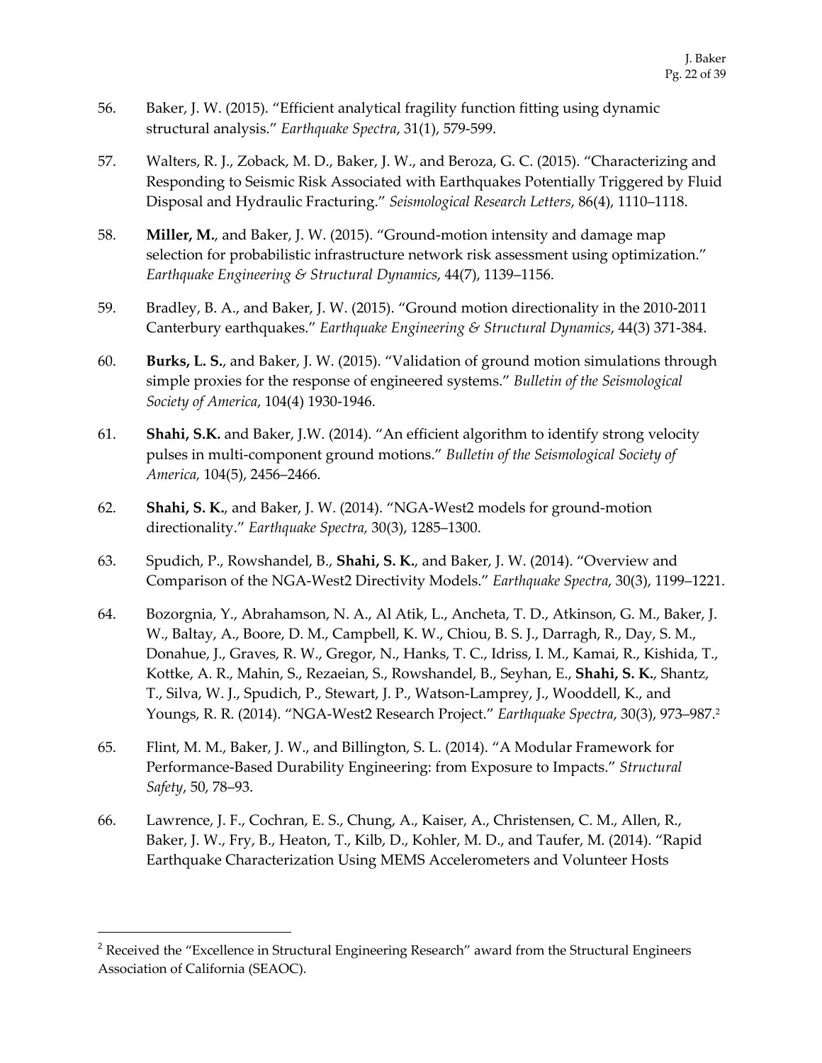56. Baker, J. W. (2015). "Efficient analytical fragility function fitting using dynamic structural analysis." *Earthquake Spectra*, 31(1), 579-599.

57. Walters, R. J., Zoback, M. D., Baker, J. W., and Beroza, G. C. (2015). "Characterizing and Responding to Seismic Risk Associated with Earthquakes Potentially Triggered by Fluid Disposal and Hydraulic Fracturing." *Seismological Research Letters*, 86(4), 1110–1118.

58. **Miller, M.**, and Baker, J. W. (2015). "Ground-motion intensity and damage map selection for probabilistic infrastructure network risk assessment using optimization." *Earthquake Engineering & Structural Dynamics*, 44(7), 1139–1156.

59. Bradley, B. A., and Baker, J. W. (2015). "Ground motion directionality in the 2010-2011 Canterbury earthquakes." *Earthquake Engineering & Structural Dynamics*, 44(3) 371-384.

60. **Burks, L. S.**, and Baker, J. W. (2015). "Validation of ground motion simulations through simple proxies for the response of engineered systems." *Bulletin of the Seismological Society of America*, 104(4) 1930-1946.

61. **Shahi, S.K.** and Baker, J.W. (2014). "An efficient algorithm to identify strong velocity pulses in multi-component ground motions." *Bulletin of the Seismological Society of America,* 104(5), 2456–2466.

62. **Shahi, S. K.**, and Baker, J. W. (2014). "NGA-West2 models for ground-motion directionality." *Earthquake Spectra,* 30(3), 1285–1300.

63. Spudich, P., Rowshandel, B., **Shahi, S. K.**, and Baker, J. W. (2014). "Overview and Comparison of the NGA-West2 Directivity Models." *Earthquake Spectra*, 30(3), 1199–1221.

64. Bozorgnia, Y., Abrahamson, N. A., Al Atik, L., Ancheta, T. D., Atkinson, G. M., Baker, J. W., Baltay, A., Boore, D. M., Campbell, K. W., Chiou, B. S. J., Darragh, R., Day, S. M., Donahue, J., Graves, R. W., Gregor, N., Hanks, T. C., Idriss, I. M., Kamai, R., Kishida, T., Kottke, A. R., Mahin, S., Rezaeian, S., Rowshandel, B., Seyhan, E., **Shahi, S. K.**, Shantz, T., Silva, W. J., Spudich, P., Stewart, J. P., Watson-Lamprey, J., Wooddell, K., and Youngs, R. R. (2014). "NGA-West2 Research Project." *Earthquake Spectra*, 30(3), 973–987.[2]

65. Flint, M. M., Baker, J. W., and Billington, S. L. (2014). "A Modular Framework for Performance-Based Durability Engineering: from Exposure to Impacts." *Structural Safety*, 50, 78–93.

66. Lawrence, J. F., Cochran, E. S., Chung, A., Kaiser, A., Christensen, C. M., Allen, R., Baker, J. W., Fry, B., Heaton, T., Kilb, D., Kohler, M. D., and Taufer, M. (2014). "Rapid Earthquake Characterization Using MEMS Accelerometers and Volunteer Hosts

---

[2] Received the "Excellence in Structural Engineering Research" award from the Structural Engineers Association of California (SEAOC).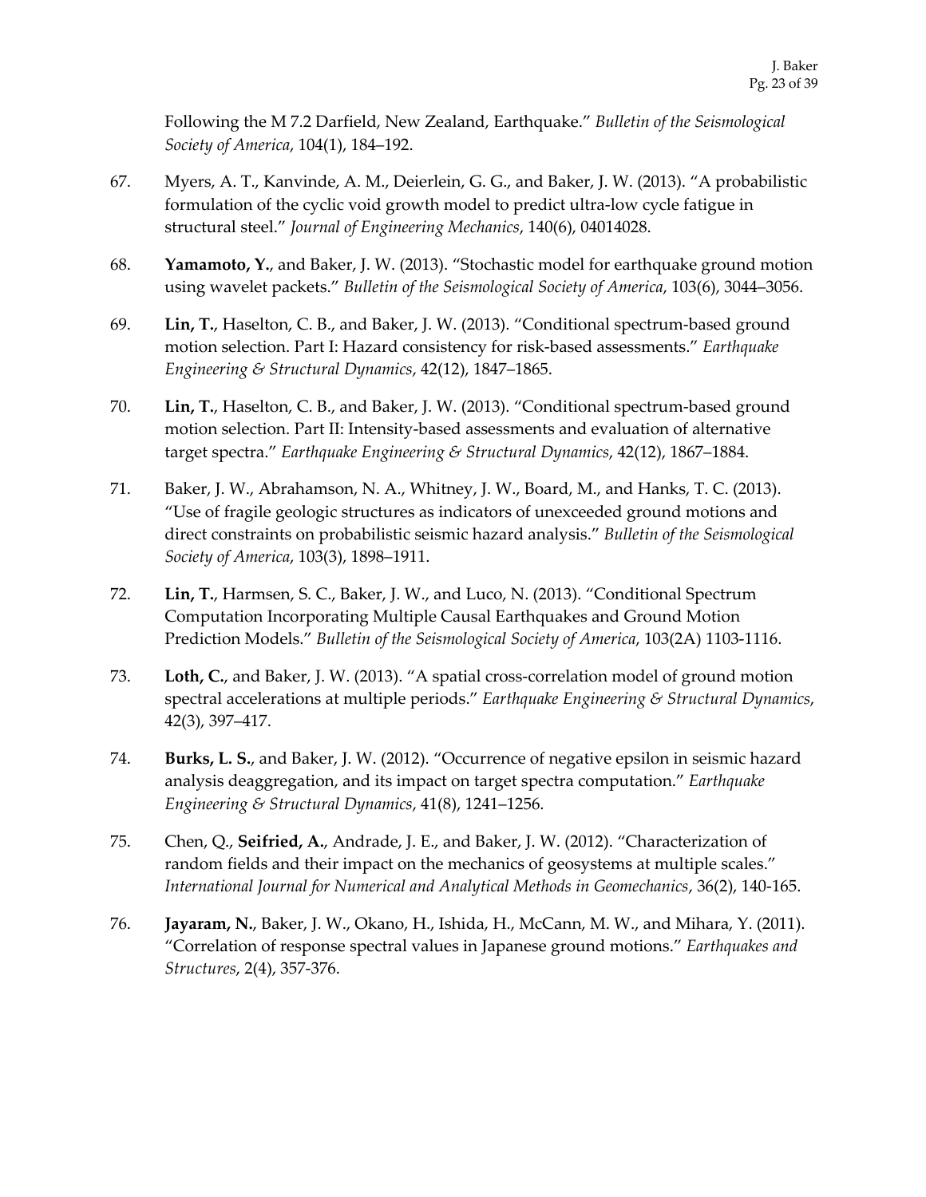Following the M 7.2 Darfield, New Zealand, Earthquake." *Bulletin of the Seismological Society of America*, 104(1), 184–192.

67. Myers, A. T., Kanvinde, A. M., Deierlein, G. G., and Baker, J. W. (2013). "A probabilistic formulation of the cyclic void growth model to predict ultra-low cycle fatigue in structural steel." *Journal of Engineering Mechanics*, 140(6), 04014028.

68. **Yamamoto, Y.**, and Baker, J. W. (2013). "Stochastic model for earthquake ground motion using wavelet packets." *Bulletin of the Seismological Society of America*, 103(6), 3044–3056.

69. **Lin, T.**, Haselton, C. B., and Baker, J. W. (2013). "Conditional spectrum-based ground motion selection. Part I: Hazard consistency for risk-based assessments." *Earthquake Engineering & Structural Dynamics*, 42(12), 1847–1865.

70. **Lin, T.**, Haselton, C. B., and Baker, J. W. (2013). "Conditional spectrum-based ground motion selection. Part II: Intensity-based assessments and evaluation of alternative target spectra." *Earthquake Engineering & Structural Dynamics*, 42(12), 1867–1884.

71. Baker, J. W., Abrahamson, N. A., Whitney, J. W., Board, M., and Hanks, T. C. (2013). "Use of fragile geologic structures as indicators of unexceeded ground motions and direct constraints on probabilistic seismic hazard analysis." *Bulletin of the Seismological Society of America*, 103(3), 1898–1911.

72. **Lin, T.**, Harmsen, S. C., Baker, J. W., and Luco, N. (2013). "Conditional Spectrum Computation Incorporating Multiple Causal Earthquakes and Ground Motion Prediction Models." *Bulletin of the Seismological Society of America*, 103(2A) 1103-1116.

73. **Loth, C.**, and Baker, J. W. (2013). "A spatial cross-correlation model of ground motion spectral accelerations at multiple periods." *Earthquake Engineering & Structural Dynamics*, 42(3), 397–417.

74. **Burks, L. S.**, and Baker, J. W. (2012). "Occurrence of negative epsilon in seismic hazard analysis deaggregation, and its impact on target spectra computation." *Earthquake Engineering & Structural Dynamics*, 41(8), 1241–1256.

75. Chen, Q., **Seifried, A.**, Andrade, J. E., and Baker, J. W. (2012). "Characterization of random fields and their impact on the mechanics of geosystems at multiple scales." *International Journal for Numerical and Analytical Methods in Geomechanics*, 36(2), 140-165.

76. **Jayaram, N.**, Baker, J. W., Okano, H., Ishida, H., McCann, M. W., and Mihara, Y. (2011). "Correlation of response spectral values in Japanese ground motions." *Earthquakes and Structures*, 2(4), 357-376.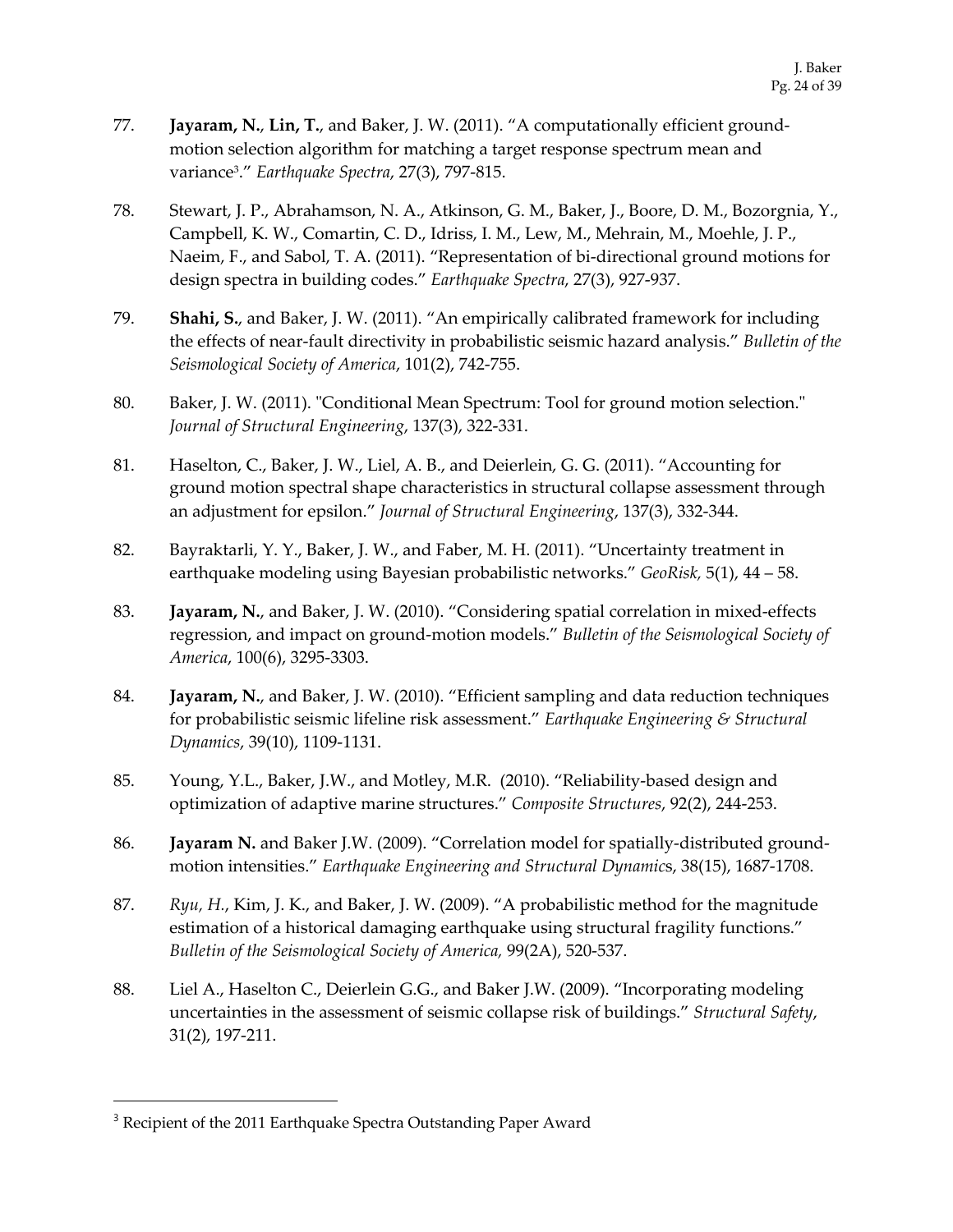77. **Jayaram, N.**, **Lin, T.**, and Baker, J. W. (2011). "A computationally efficient ground-motion selection algorithm for matching a target response spectrum mean and variance[3]." *Earthquake Spectra*, 27(3), 797-815.

78. Stewart, J. P., Abrahamson, N. A., Atkinson, G. M., Baker, J., Boore, D. M., Bozorgnia, Y., Campbell, K. W., Comartin, C. D., Idriss, I. M., Lew, M., Mehrain, M., Moehle, J. P., Naeim, F., and Sabol, T. A. (2011). "Representation of bi-directional ground motions for design spectra in building codes." *Earthquake Spectra*, 27(3), 927-937.

79. **Shahi, S.**, and Baker, J. W. (2011). "An empirically calibrated framework for including the effects of near-fault directivity in probabilistic seismic hazard analysis." *Bulletin of the Seismological Society of America*, 101(2), 742-755.

80. Baker, J. W. (2011). "Conditional Mean Spectrum: Tool for ground motion selection." *Journal of Structural Engineering*, 137(3), 322-331.

81. Haselton, C., Baker, J. W., Liel, A. B., and Deierlein, G. G. (2011). "Accounting for ground motion spectral shape characteristics in structural collapse assessment through an adjustment for epsilon." *Journal of Structural Engineering*, 137(3), 332-344.

82. Bayraktarli, Y. Y., Baker, J. W., and Faber, M. H. (2011). "Uncertainty treatment in earthquake modeling using Bayesian probabilistic networks." *GeoRisk,* 5(1), 44 – 58.

83. **Jayaram, N.**, and Baker, J. W. (2010). "Considering spatial correlation in mixed-effects regression, and impact on ground-motion models." *Bulletin of the Seismological Society of America*, 100(6), 3295-3303.

84. **Jayaram, N.**, and Baker, J. W. (2010). "Efficient sampling and data reduction techniques for probabilistic seismic lifeline risk assessment." *Earthquake Engineering & Structural Dynamics*, 39(10), 1109-1131.

85. Young, Y.L., Baker, J.W., and Motley, M.R. (2010). "Reliability-based design and optimization of adaptive marine structures." *Composite Structures*, 92(2), 244-253.

86. **Jayaram N.** and Baker J.W. (2009). "Correlation model for spatially-distributed ground-motion intensities." *Earthquake Engineering and Structural Dynamics*, 38(15), 1687-1708.

87. *Ryu, H.*, Kim, J. K., and Baker, J. W. (2009). "A probabilistic method for the magnitude estimation of a historical damaging earthquake using structural fragility functions." *Bulletin of the Seismological Society of America,* 99(2A), 520-537.

88. Liel A., Haselton C., Deierlein G.G., and Baker J.W. (2009). "Incorporating modeling uncertainties in the assessment of seismic collapse risk of buildings." *Structural Safety*, 31(2), 197-211.

---

[3] Recipient of the 2011 Earthquake Spectra Outstanding Paper Award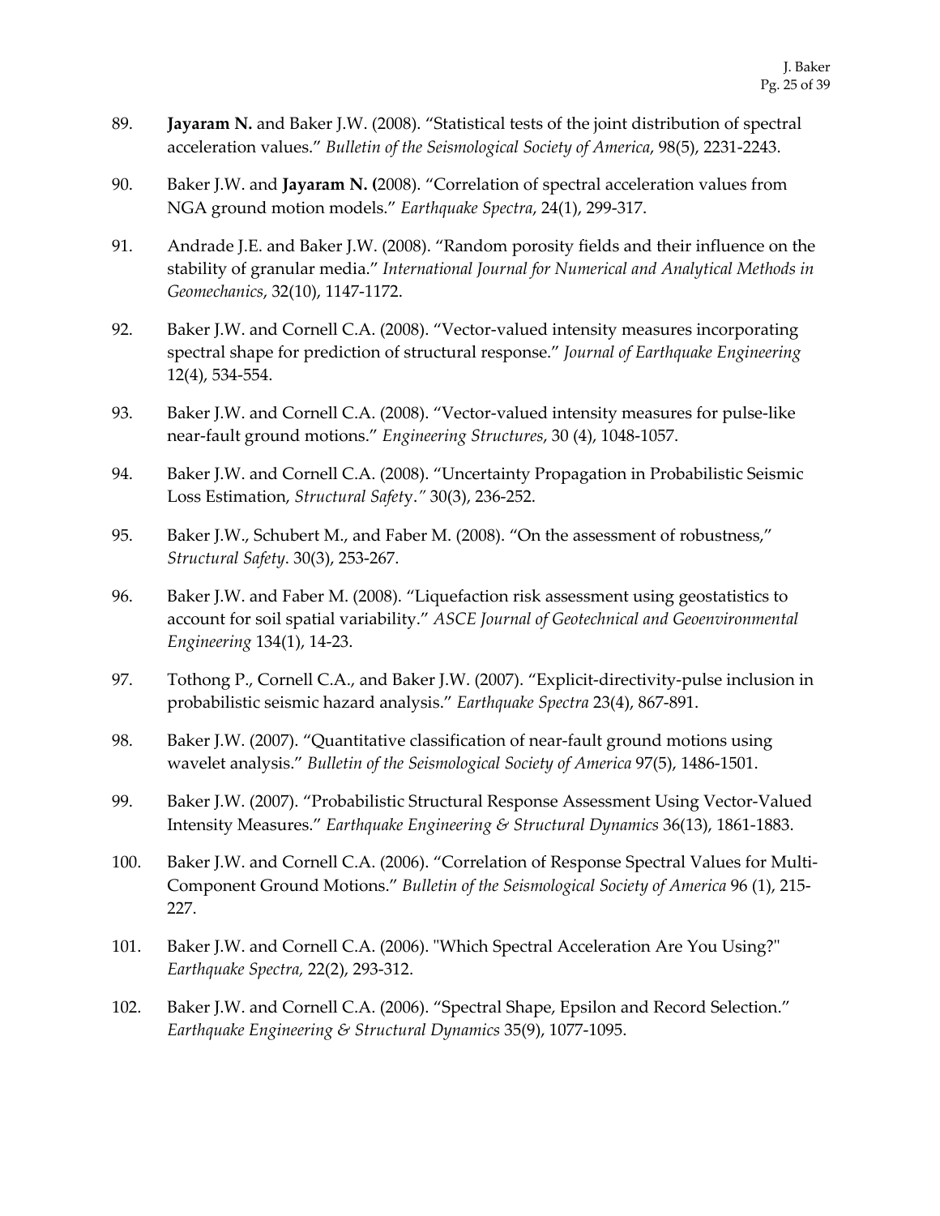89. **Jayaram N.** and Baker J.W. (2008). “Statistical tests of the joint distribution of spectral acceleration values.” *Bulletin of the Seismological Society of America*, 98(5), 2231-2243.

90. Baker J.W. and **Jayaram N. (**2008). “Correlation of spectral acceleration values from NGA ground motion models.” *Earthquake Spectra*, 24(1), 299-317.

91. Andrade J.E. and Baker J.W. (2008). “Random porosity fields and their influence on the stability of granular media.” *International Journal for Numerical and Analytical Methods in Geomechanics*, 32(10), 1147-1172.

92. Baker J.W. and Cornell C.A. (2008). “Vector-valued intensity measures incorporating spectral shape for prediction of structural response.” *Journal of Earthquake Engineering* 12(4), 534-554.

93. Baker J.W. and Cornell C.A. (2008). “Vector-valued intensity measures for pulse-like near-fault ground motions.” *Engineering Structures*, 30 (4), 1048-1057.

94. Baker J.W. and Cornell C.A. (2008). “Uncertainty Propagation in Probabilistic Seismic Loss Estimation, *Structural Safety.”* 30(3), 236-252.

95. Baker J.W., Schubert M., and Faber M. (2008). “On the assessment of robustness,” *Structural Safety*. 30(3), 253-267.

96. Baker J.W. and Faber M. (2008). “Liquefaction risk assessment using geostatistics to account for soil spatial variability.” *ASCE Journal of Geotechnical and Geoenvironmental Engineering* 134(1), 14-23.

97. Tothong P., Cornell C.A., and Baker J.W. (2007). “Explicit-directivity-pulse inclusion in probabilistic seismic hazard analysis.” *Earthquake Spectra* 23(4), 867-891.

98. Baker J.W. (2007). “Quantitative classification of near-fault ground motions using wavelet analysis.” *Bulletin of the Seismological Society of America* 97(5), 1486-1501.

99. Baker J.W. (2007). “Probabilistic Structural Response Assessment Using Vector-Valued Intensity Measures.” *Earthquake Engineering & Structural Dynamics* 36(13), 1861-1883.

100. Baker J.W. and Cornell C.A. (2006). “Correlation of Response Spectral Values for Multi-Component Ground Motions.” *Bulletin of the Seismological Society of America* 96 (1), 215-227.

101. Baker J.W. and Cornell C.A. (2006). "Which Spectral Acceleration Are You Using?" *Earthquake Spectra,* 22(2), 293-312.

102. Baker J.W. and Cornell C.A. (2006). “Spectral Shape, Epsilon and Record Selection.” *Earthquake Engineering & Structural Dynamics* 35(9), 1077-1095.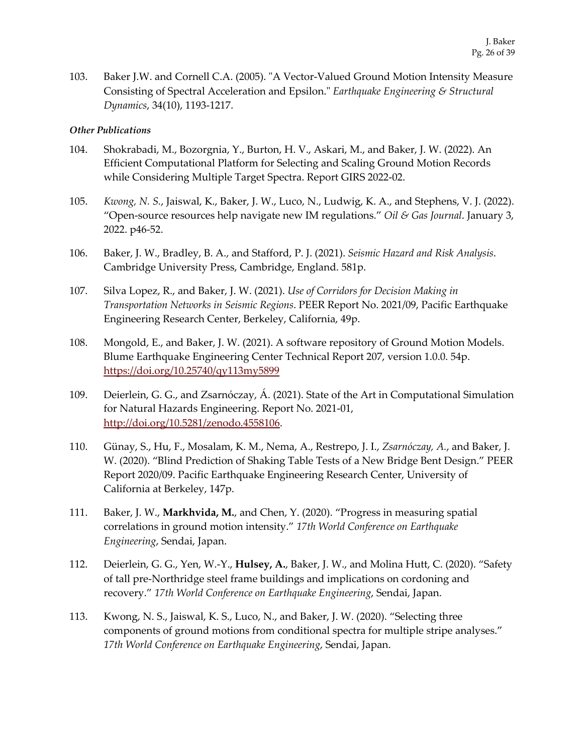103. Baker J.W. and Cornell C.A. (2005). "A Vector-Valued Ground Motion Intensity Measure Consisting of Spectral Acceleration and Epsilon." *Earthquake Engineering & Structural Dynamics*, 34(10), 1193-1217.

***Other Publications***

104. Shokrabadi, M., Bozorgnia, Y., Burton, H. V., Askari, M., and Baker, J. W. (2022). An Efficient Computational Platform for Selecting and Scaling Ground Motion Records while Considering Multiple Target Spectra. Report GIRS 2022-02.

105. *Kwong, N. S.*, Jaiswal, K., Baker, J. W., Luco, N., Ludwig, K. A., and Stephens, V. J. (2022). "Open-source resources help navigate new IM regulations." *Oil & Gas Journal*. January 3, 2022. p46-52.

106. Baker, J. W., Bradley, B. A., and Stafford, P. J. (2021). *Seismic Hazard and Risk Analysis*. Cambridge University Press, Cambridge, England. 581p.

107. Silva Lopez, R., and Baker, J. W. (2021). *Use of Corridors for Decision Making in Transportation Networks in Seismic Regions*. PEER Report No. 2021/09, Pacific Earthquake Engineering Research Center, Berkeley, California, 49p.

108. Mongold, E., and Baker, J. W. (2021). A software repository of Ground Motion Models. Blume Earthquake Engineering Center Technical Report 207, version 1.0.0. 54p. https://doi.org/10.25740/qy113my5899

109. Deierlein, G. G., and Zsarnóczay, Á. (2021). State of the Art in Computational Simulation for Natural Hazards Engineering. Report No. 2021-01, http://doi.org/10.5281/zenodo.4558106.

110. Günay, S., Hu, F., Mosalam, K. M., Nema, A., Restrepo, J. I., *Zsarnóczay, A.*, and Baker, J. W. (2020). "Blind Prediction of Shaking Table Tests of a New Bridge Bent Design." PEER Report 2020/09. Pacific Earthquake Engineering Research Center, University of California at Berkeley, 147p.

111. Baker, J. W., **Markhvida, M.**, and Chen, Y. (2020). "Progress in measuring spatial correlations in ground motion intensity." *17th World Conference on Earthquake Engineering*, Sendai, Japan.

112. Deierlein, G. G., Yen, W.-Y., **Hulsey, A.**, Baker, J. W., and Molina Hutt, C. (2020). "Safety of tall pre-Northridge steel frame buildings and implications on cordoning and recovery." *17th World Conference on Earthquake Engineering*, Sendai, Japan.

113. Kwong, N. S., Jaiswal, K. S., Luco, N., and Baker, J. W. (2020). "Selecting three components of ground motions from conditional spectra for multiple stripe analyses." *17th World Conference on Earthquake Engineering*, Sendai, Japan.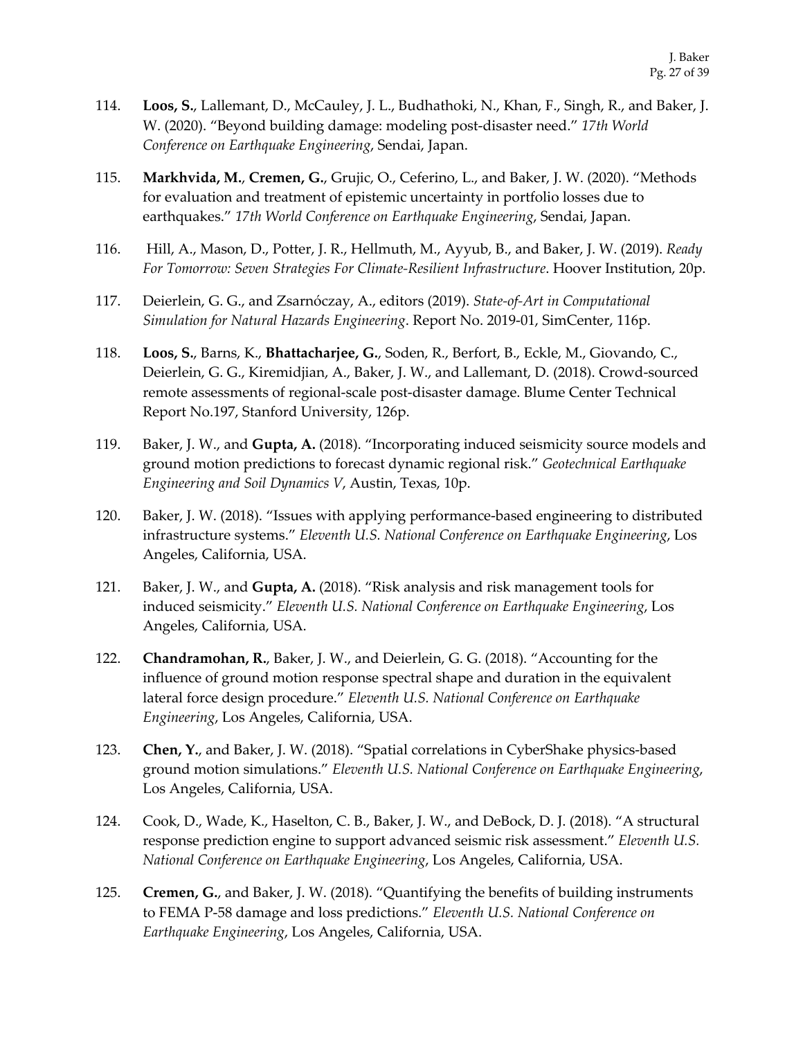114. **Loos, S.**, Lallemant, D., McCauley, J. L., Budhathoki, N., Khan, F., Singh, R., and Baker, J. W. (2020). "Beyond building damage: modeling post-disaster need." *17th World Conference on Earthquake Engineering*, Sendai, Japan.

115. **Markhvida, M.**, **Cremen, G.**, Grujic, O., Ceferino, L., and Baker, J. W. (2020). "Methods for evaluation and treatment of epistemic uncertainty in portfolio losses due to earthquakes." *17th World Conference on Earthquake Engineering*, Sendai, Japan.

116. Hill, A., Mason, D., Potter, J. R., Hellmuth, M., Ayyub, B., and Baker, J. W. (2019). *Ready For Tomorrow: Seven Strategies For Climate-Resilient Infrastructure*. Hoover Institution, 20p.

117. Deierlein, G. G., and Zsarnóczay, A., editors (2019). *State-of-Art in Computational Simulation for Natural Hazards Engineering*. Report No. 2019-01, SimCenter, 116p.

118. **Loos, S.**, Barns, K., **Bhattacharjee, G.**, Soden, R., Berfort, B., Eckle, M., Giovando, C., Deierlein, G. G., Kiremidjian, A., Baker, J. W., and Lallemant, D. (2018). Crowd-sourced remote assessments of regional-scale post-disaster damage. Blume Center Technical Report No.197, Stanford University, 126p.

119. Baker, J. W., and **Gupta, A.** (2018). "Incorporating induced seismicity source models and ground motion predictions to forecast dynamic regional risk." *Geotechnical Earthquake Engineering and Soil Dynamics V*, Austin, Texas, 10p.

120. Baker, J. W. (2018). "Issues with applying performance-based engineering to distributed infrastructure systems." *Eleventh U.S. National Conference on Earthquake Engineering*, Los Angeles, California, USA.

121. Baker, J. W., and **Gupta, A.** (2018). "Risk analysis and risk management tools for induced seismicity." *Eleventh U.S. National Conference on Earthquake Engineering*, Los Angeles, California, USA.

122. **Chandramohan, R.**, Baker, J. W., and Deierlein, G. G. (2018). "Accounting for the influence of ground motion response spectral shape and duration in the equivalent lateral force design procedure." *Eleventh U.S. National Conference on Earthquake Engineering*, Los Angeles, California, USA.

123. **Chen, Y.**, and Baker, J. W. (2018). "Spatial correlations in CyberShake physics-based ground motion simulations." *Eleventh U.S. National Conference on Earthquake Engineering*, Los Angeles, California, USA.

124. Cook, D., Wade, K., Haselton, C. B., Baker, J. W., and DeBock, D. J. (2018). "A structural response prediction engine to support advanced seismic risk assessment." *Eleventh U.S. National Conference on Earthquake Engineering*, Los Angeles, California, USA.

125. **Cremen, G.**, and Baker, J. W. (2018). "Quantifying the benefits of building instruments to FEMA P-58 damage and loss predictions." *Eleventh U.S. National Conference on Earthquake Engineering*, Los Angeles, California, USA.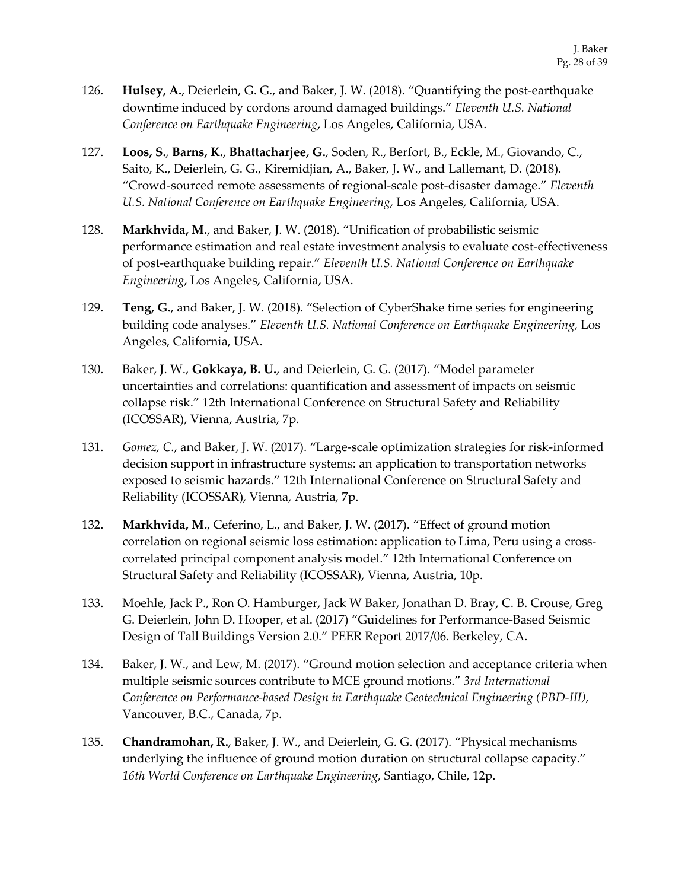126. **Hulsey, A.**, Deierlein, G. G., and Baker, J. W. (2018). "Quantifying the post-earthquake downtime induced by cordons around damaged buildings." *Eleventh U.S. National Conference on Earthquake Engineering*, Los Angeles, California, USA.

127. **Loos, S.**, **Barns, K.**, **Bhattacharjee, G.**, Soden, R., Berfort, B., Eckle, M., Giovando, C., Saito, K., Deierlein, G. G., Kiremidjian, A., Baker, J. W., and Lallemant, D. (2018). "Crowd-sourced remote assessments of regional-scale post-disaster damage." *Eleventh U.S. National Conference on Earthquake Engineering*, Los Angeles, California, USA.

128. **Markhvida, M.**, and Baker, J. W. (2018). "Unification of probabilistic seismic performance estimation and real estate investment analysis to evaluate cost-effectiveness of post-earthquake building repair." *Eleventh U.S. National Conference on Earthquake Engineering*, Los Angeles, California, USA.

129. **Teng, G.**, and Baker, J. W. (2018). "Selection of CyberShake time series for engineering building code analyses." *Eleventh U.S. National Conference on Earthquake Engineering*, Los Angeles, California, USA.

130. Baker, J. W., **Gokkaya, B. U.**, and Deierlein, G. G. (2017). "Model parameter uncertainties and correlations: quantification and assessment of impacts on seismic collapse risk." 12th International Conference on Structural Safety and Reliability (ICOSSAR), Vienna, Austria, 7p.

131. *Gomez, C.*, and Baker, J. W. (2017). "Large-scale optimization strategies for risk-informed decision support in infrastructure systems: an application to transportation networks exposed to seismic hazards." 12th International Conference on Structural Safety and Reliability (ICOSSAR), Vienna, Austria, 7p.

132. **Markhvida, M.**, Ceferino, L., and Baker, J. W. (2017). "Effect of ground motion correlation on regional seismic loss estimation: application to Lima, Peru using a cross-correlated principal component analysis model." 12th International Conference on Structural Safety and Reliability (ICOSSAR), Vienna, Austria, 10p.

133. Moehle, Jack P., Ron O. Hamburger, Jack W Baker, Jonathan D. Bray, C. B. Crouse, Greg G. Deierlein, John D. Hooper, et al. (2017) "Guidelines for Performance-Based Seismic Design of Tall Buildings Version 2.0." PEER Report 2017/06. Berkeley, CA.

134. Baker, J. W., and Lew, M. (2017). "Ground motion selection and acceptance criteria when multiple seismic sources contribute to MCE ground motions." *3rd International Conference on Performance-based Design in Earthquake Geotechnical Engineering (PBD-III)*, Vancouver, B.C., Canada, 7p.

135. **Chandramohan, R.**, Baker, J. W., and Deierlein, G. G. (2017). "Physical mechanisms underlying the influence of ground motion duration on structural collapse capacity." *16th World Conference on Earthquake Engineering*, Santiago, Chile, 12p.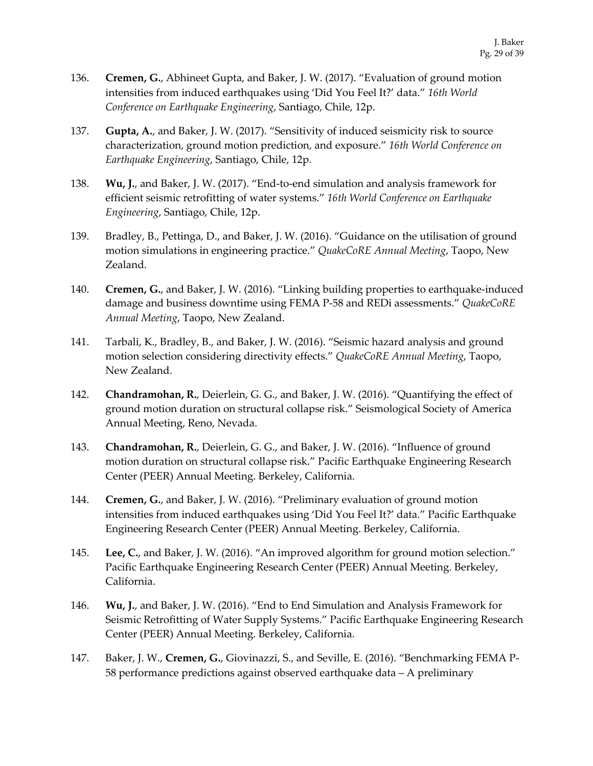136. **Cremen, G.**, Abhineet Gupta, and Baker, J. W. (2017). "Evaluation of ground motion intensities from induced earthquakes using 'Did You Feel It?' data." *16th World Conference on Earthquake Engineering*, Santiago, Chile, 12p.

137. **Gupta, A.**, and Baker, J. W. (2017). "Sensitivity of induced seismicity risk to source characterization, ground motion prediction, and exposure." *16th World Conference on Earthquake Engineering*, Santiago, Chile, 12p.

138. **Wu, J.**, and Baker, J. W. (2017). "End-to-end simulation and analysis framework for efficient seismic retrofitting of water systems." *16th World Conference on Earthquake Engineering*, Santiago, Chile, 12p.

139. Bradley, B., Pettinga, D., and Baker, J. W. (2016). "Guidance on the utilisation of ground motion simulations in engineering practice." *QuakeCoRE Annual Meeting*, Taopo, New Zealand.

140. **Cremen, G.**, and Baker, J. W. (2016). "Linking building properties to earthquake-induced damage and business downtime using FEMA P-58 and REDi assessments." *QuakeCoRE Annual Meeting*, Taopo, New Zealand.

141. Tarbali, K., Bradley, B., and Baker, J. W. (2016). "Seismic hazard analysis and ground motion selection considering directivity effects." *QuakeCoRE Annual Meeting*, Taopo, New Zealand.

142. **Chandramohan, R.**, Deierlein, G. G., and Baker, J. W. (2016). "Quantifying the effect of ground motion duration on structural collapse risk." Seismological Society of America Annual Meeting, Reno, Nevada.

143. **Chandramohan, R.**, Deierlein, G. G., and Baker, J. W. (2016). "Influence of ground motion duration on structural collapse risk." Pacific Earthquake Engineering Research Center (PEER) Annual Meeting. Berkeley, California.

144. **Cremen, G.**, and Baker, J. W. (2016). "Preliminary evaluation of ground motion intensities from induced earthquakes using 'Did You Feel It?' data." Pacific Earthquake Engineering Research Center (PEER) Annual Meeting. Berkeley, California.

145. **Lee, C.**, and Baker, J. W. (2016). "An improved algorithm for ground motion selection." Pacific Earthquake Engineering Research Center (PEER) Annual Meeting. Berkeley, California.

146. **Wu, J.**, and Baker, J. W. (2016). "End to End Simulation and Analysis Framework for Seismic Retrofitting of Water Supply Systems." Pacific Earthquake Engineering Research Center (PEER) Annual Meeting. Berkeley, California.

147. Baker, J. W., **Cremen, G.**, Giovinazzi, S., and Seville, E. (2016). "Benchmarking FEMA P-58 performance predictions against observed earthquake data – A preliminary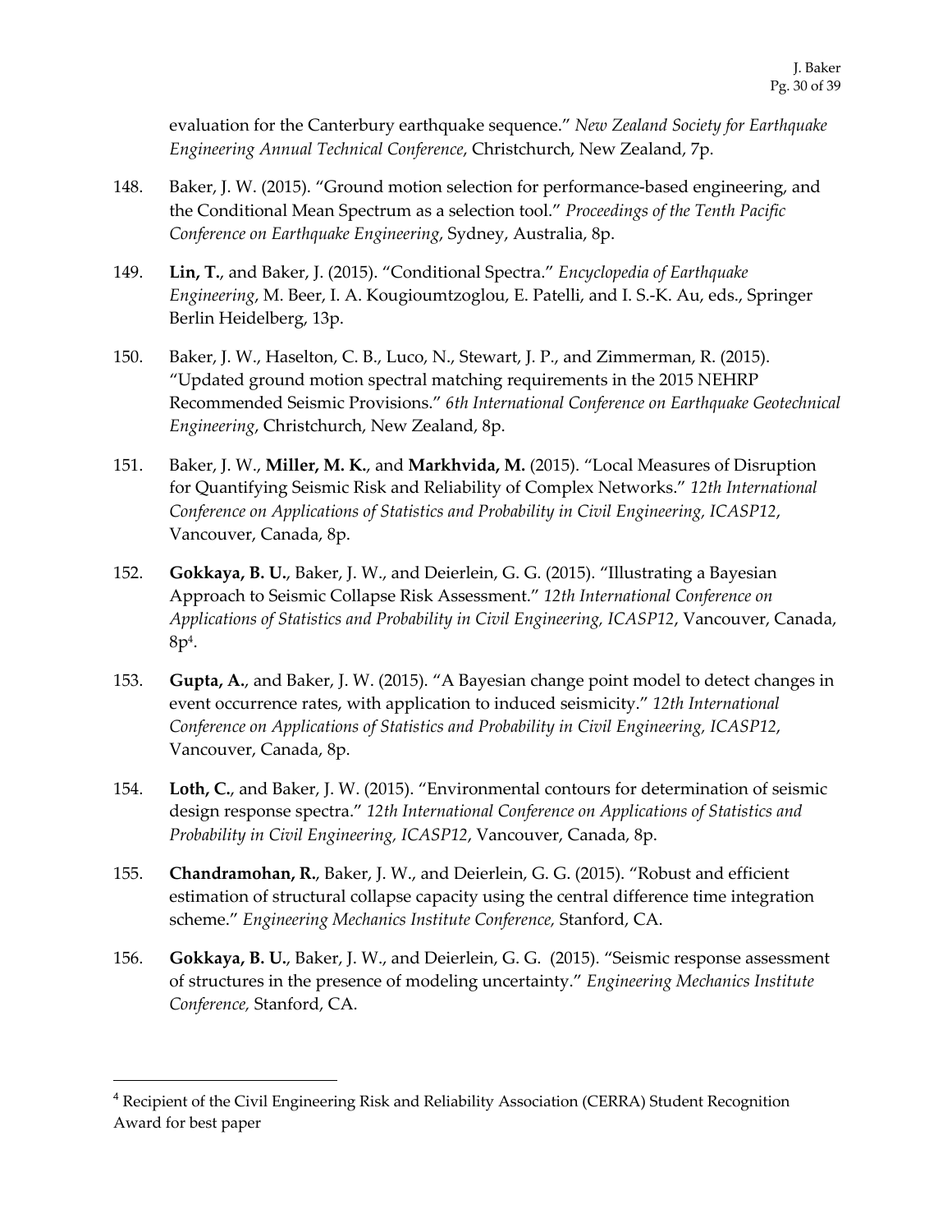evaluation for the Canterbury earthquake sequence." *New Zealand Society for Earthquake Engineering Annual Technical Conference*, Christchurch, New Zealand, 7p.

148. Baker, J. W. (2015). "Ground motion selection for performance-based engineering, and the Conditional Mean Spectrum as a selection tool." *Proceedings of the Tenth Pacific Conference on Earthquake Engineering*, Sydney, Australia, 8p.

149. **Lin, T.**, and Baker, J. (2015). "Conditional Spectra." *Encyclopedia of Earthquake Engineering*, M. Beer, I. A. Kougioumtzoglou, E. Patelli, and I. S.-K. Au, eds., Springer Berlin Heidelberg, 13p.

150. Baker, J. W., Haselton, C. B., Luco, N., Stewart, J. P., and Zimmerman, R. (2015). "Updated ground motion spectral matching requirements in the 2015 NEHRP Recommended Seismic Provisions." *6th International Conference on Earthquake Geotechnical Engineering*, Christchurch, New Zealand, 8p.

151. Baker, J. W., **Miller, M. K.**, and **Markhvida, M.** (2015). "Local Measures of Disruption for Quantifying Seismic Risk and Reliability of Complex Networks." *12th International Conference on Applications of Statistics and Probability in Civil Engineering, ICASP12*, Vancouver, Canada, 8p.

152. **Gokkaya, B. U.**, Baker, J. W., and Deierlein, G. G. (2015). "Illustrating a Bayesian Approach to Seismic Collapse Risk Assessment." *12th International Conference on Applications of Statistics and Probability in Civil Engineering, ICASP12*, Vancouver, Canada, 8p[4].

153. **Gupta, A.**, and Baker, J. W. (2015). "A Bayesian change point model to detect changes in event occurrence rates, with application to induced seismicity." *12th International Conference on Applications of Statistics and Probability in Civil Engineering, ICASP12*, Vancouver, Canada, 8p.

154. **Loth, C.**, and Baker, J. W. (2015). "Environmental contours for determination of seismic design response spectra." *12th International Conference on Applications of Statistics and Probability in Civil Engineering, ICASP12*, Vancouver, Canada, 8p.

155. **Chandramohan, R.**, Baker, J. W., and Deierlein, G. G. (2015). "Robust and efficient estimation of structural collapse capacity using the central difference time integration scheme." *Engineering Mechanics Institute Conference,* Stanford, CA.

156. **Gokkaya, B. U.**, Baker, J. W., and Deierlein, G. G. (2015). "Seismic response assessment of structures in the presence of modeling uncertainty." *Engineering Mechanics Institute Conference,* Stanford, CA.

---

[4] Recipient of the Civil Engineering Risk and Reliability Association (CERRA) Student Recognition Award for best paper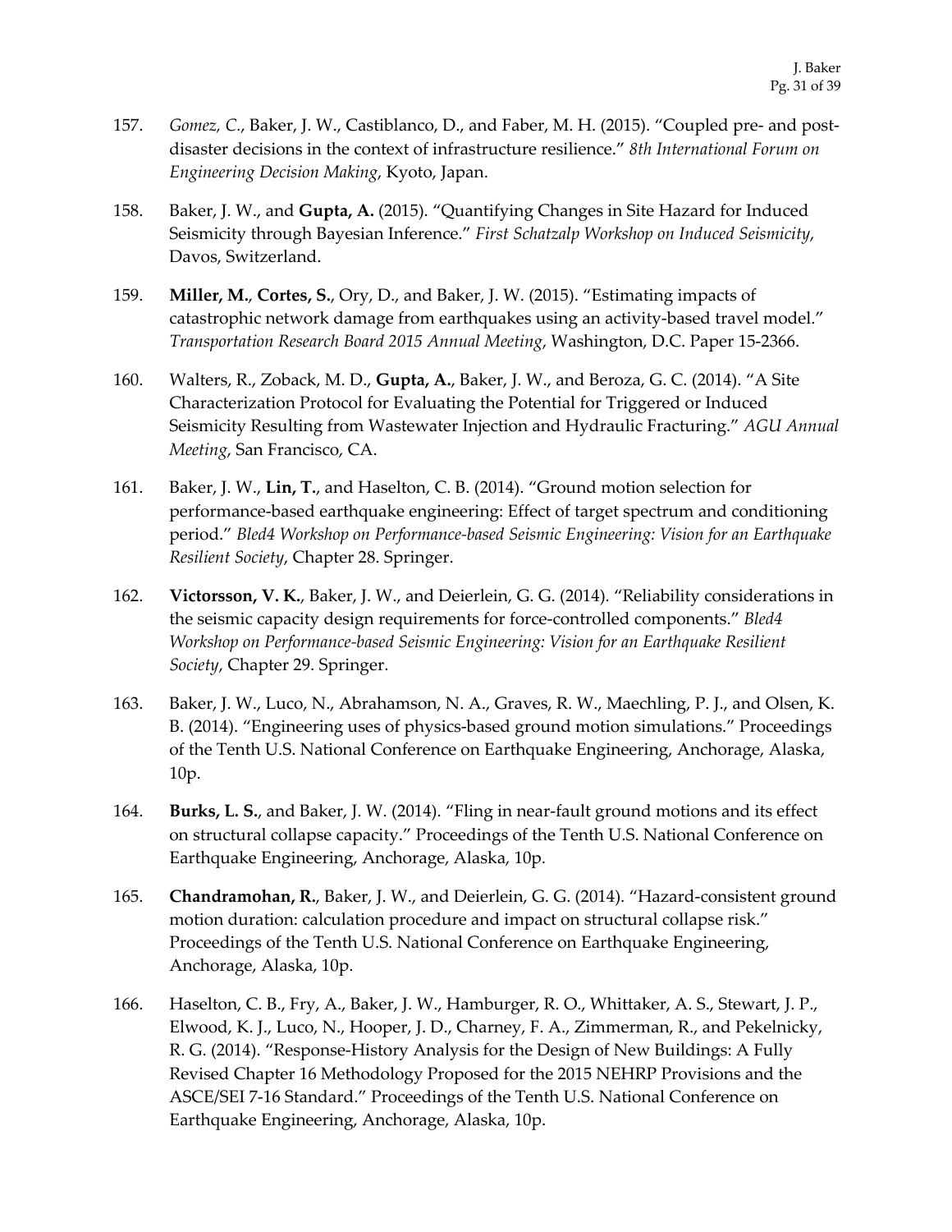157. *Gomez, C.*, Baker, J. W., Castiblanco, D., and Faber, M. H. (2015). "Coupled pre- and post-disaster decisions in the context of infrastructure resilience." *8th International Forum on Engineering Decision Making*, Kyoto, Japan.

158. Baker, J. W., and **Gupta, A.** (2015). "Quantifying Changes in Site Hazard for Induced Seismicity through Bayesian Inference." *First Schatzalp Workshop on Induced Seismicity*, Davos, Switzerland.

159. **Miller, M.**, **Cortes, S.**, Ory, D., and Baker, J. W. (2015). "Estimating impacts of catastrophic network damage from earthquakes using an activity-based travel model." *Transportation Research Board 2015 Annual Meeting*, Washington, D.C. Paper 15-2366.

160. Walters, R., Zoback, M. D., **Gupta, A.**, Baker, J. W., and Beroza, G. C. (2014). "A Site Characterization Protocol for Evaluating the Potential for Triggered or Induced Seismicity Resulting from Wastewater Injection and Hydraulic Fracturing." *AGU Annual Meeting*, San Francisco, CA.

161. Baker, J. W., **Lin, T.**, and Haselton, C. B. (2014). "Ground motion selection for performance-based earthquake engineering: Effect of target spectrum and conditioning period." *Bled4 Workshop on Performance-based Seismic Engineering: Vision for an Earthquake Resilient Society*, Chapter 28. Springer.

162. **Victorsson, V. K.**, Baker, J. W., and Deierlein, G. G. (2014). "Reliability considerations in the seismic capacity design requirements for force-controlled components." *Bled4 Workshop on Performance-based Seismic Engineering: Vision for an Earthquake Resilient Society*, Chapter 29. Springer.

163. Baker, J. W., Luco, N., Abrahamson, N. A., Graves, R. W., Maechling, P. J., and Olsen, K. B. (2014). "Engineering uses of physics-based ground motion simulations." Proceedings of the Tenth U.S. National Conference on Earthquake Engineering, Anchorage, Alaska, 10p.

164. **Burks, L. S.**, and Baker, J. W. (2014). "Fling in near-fault ground motions and its effect on structural collapse capacity." Proceedings of the Tenth U.S. National Conference on Earthquake Engineering, Anchorage, Alaska, 10p.

165. **Chandramohan, R.**, Baker, J. W., and Deierlein, G. G. (2014). "Hazard-consistent ground motion duration: calculation procedure and impact on structural collapse risk." Proceedings of the Tenth U.S. National Conference on Earthquake Engineering, Anchorage, Alaska, 10p.

166. Haselton, C. B., Fry, A., Baker, J. W., Hamburger, R. O., Whittaker, A. S., Stewart, J. P., Elwood, K. J., Luco, N., Hooper, J. D., Charney, F. A., Zimmerman, R., and Pekelnicky, R. G. (2014). "Response-History Analysis for the Design of New Buildings: A Fully Revised Chapter 16 Methodology Proposed for the 2015 NEHRP Provisions and the ASCE/SEI 7-16 Standard." Proceedings of the Tenth U.S. National Conference on Earthquake Engineering, Anchorage, Alaska, 10p.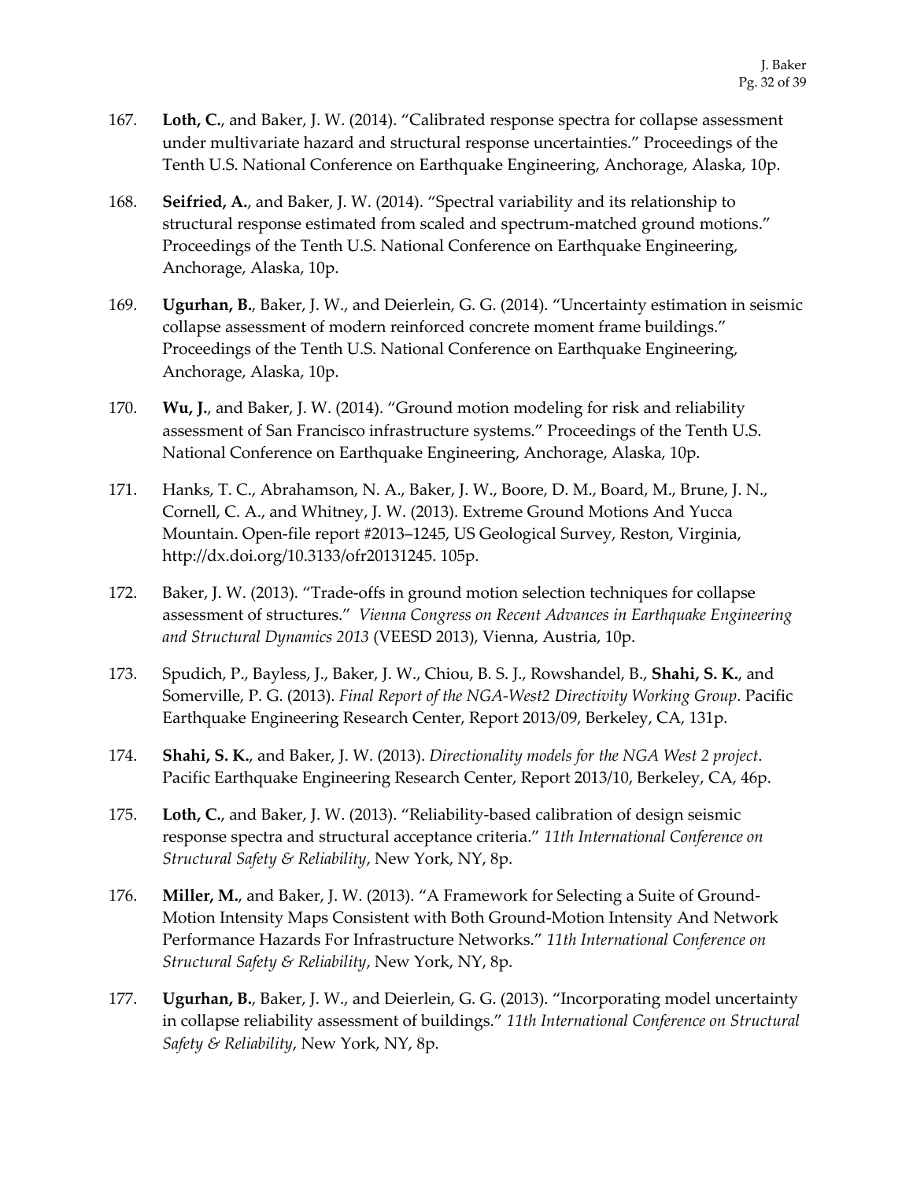167. **Loth, C.**, and Baker, J. W. (2014). "Calibrated response spectra for collapse assessment under multivariate hazard and structural response uncertainties." Proceedings of the Tenth U.S. National Conference on Earthquake Engineering, Anchorage, Alaska, 10p.

168. **Seifried, A.**, and Baker, J. W. (2014). "Spectral variability and its relationship to structural response estimated from scaled and spectrum-matched ground motions." Proceedings of the Tenth U.S. National Conference on Earthquake Engineering, Anchorage, Alaska, 10p.

169. **Ugurhan, B.**, Baker, J. W., and Deierlein, G. G. (2014). "Uncertainty estimation in seismic collapse assessment of modern reinforced concrete moment frame buildings." Proceedings of the Tenth U.S. National Conference on Earthquake Engineering, Anchorage, Alaska, 10p.

170. **Wu, J.**, and Baker, J. W. (2014). "Ground motion modeling for risk and reliability assessment of San Francisco infrastructure systems." Proceedings of the Tenth U.S. National Conference on Earthquake Engineering, Anchorage, Alaska, 10p.

171. Hanks, T. C., Abrahamson, N. A., Baker, J. W., Boore, D. M., Board, M., Brune, J. N., Cornell, C. A., and Whitney, J. W. (2013). Extreme Ground Motions And Yucca Mountain. Open-file report #2013–1245, US Geological Survey, Reston, Virginia, http://dx.doi.org/10.3133/ofr20131245. 105p.

172. Baker, J. W. (2013). "Trade-offs in ground motion selection techniques for collapse assessment of structures." *Vienna Congress on Recent Advances in Earthquake Engineering and Structural Dynamics 2013* (VEESD 2013), Vienna, Austria, 10p.

173. Spudich, P., Bayless, J., Baker, J. W., Chiou, B. S. J., Rowshandel, B., **Shahi, S. K.**, and Somerville, P. G. (2013). *Final Report of the NGA-West2 Directivity Working Group*. Pacific Earthquake Engineering Research Center, Report 2013/09, Berkeley, CA, 131p.

174. **Shahi, S. K.**, and Baker, J. W. (2013). *Directionality models for the NGA West 2 project*. Pacific Earthquake Engineering Research Center, Report 2013/10, Berkeley, CA, 46p.

175. **Loth, C.**, and Baker, J. W. (2013). "Reliability-based calibration of design seismic response spectra and structural acceptance criteria." *11th International Conference on Structural Safety & Reliability*, New York, NY, 8p.

176. **Miller, M.**, and Baker, J. W. (2013). "A Framework for Selecting a Suite of Ground-Motion Intensity Maps Consistent with Both Ground-Motion Intensity And Network Performance Hazards For Infrastructure Networks." *11th International Conference on Structural Safety & Reliability*, New York, NY, 8p.

177. **Ugurhan, B.**, Baker, J. W., and Deierlein, G. G. (2013). "Incorporating model uncertainty in collapse reliability assessment of buildings." *11th International Conference on Structural Safety & Reliability*, New York, NY, 8p.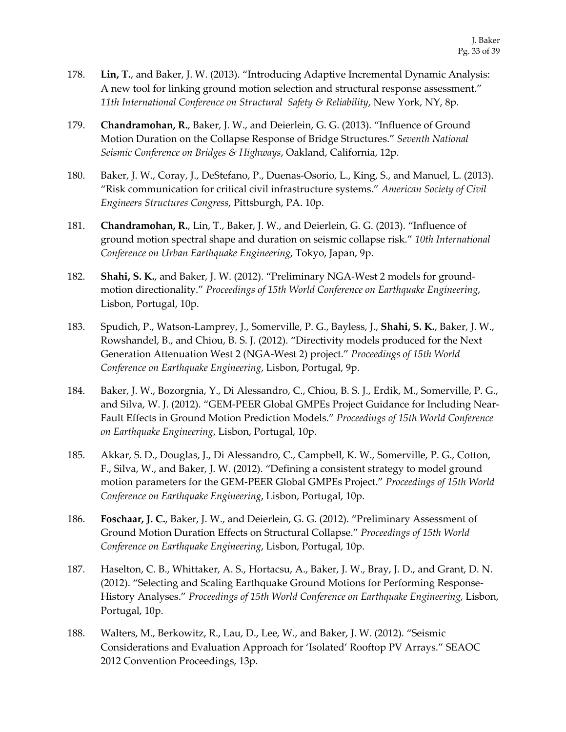178. **Lin, T.**, and Baker, J. W. (2013). "Introducing Adaptive Incremental Dynamic Analysis: A new tool for linking ground motion selection and structural response assessment." *11th International Conference on Structural Safety & Reliability*, New York, NY, 8p.

179. **Chandramohan, R.**, Baker, J. W., and Deierlein, G. G. (2013). "Influence of Ground Motion Duration on the Collapse Response of Bridge Structures." *Seventh National Seismic Conference on Bridges & Highways*, Oakland, California, 12p.

180. Baker, J. W., Coray, J., DeStefano, P., Duenas-Osorio, L., King, S., and Manuel, L. (2013). "Risk communication for critical civil infrastructure systems." *American Society of Civil Engineers Structures Congress*, Pittsburgh, PA. 10p.

181. **Chandramohan, R.**, Lin, T., Baker, J. W., and Deierlein, G. G. (2013). "Influence of ground motion spectral shape and duration on seismic collapse risk." *10th International Conference on Urban Earthquake Engineering*, Tokyo, Japan, 9p.

182. **Shahi, S. K.**, and Baker, J. W. (2012). "Preliminary NGA-West 2 models for ground-motion directionality." *Proceedings of 15th World Conference on Earthquake Engineering*, Lisbon, Portugal, 10p.

183. Spudich, P., Watson-Lamprey, J., Somerville, P. G., Bayless, J., **Shahi, S. K.**, Baker, J. W., Rowshandel, B., and Chiou, B. S. J. (2012). "Directivity models produced for the Next Generation Attenuation West 2 (NGA-West 2) project." *Proceedings of 15th World Conference on Earthquake Engineering*, Lisbon, Portugal, 9p.

184. Baker, J. W., Bozorgnia, Y., Di Alessandro, C., Chiou, B. S. J., Erdik, M., Somerville, P. G., and Silva, W. J. (2012). "GEM-PEER Global GMPEs Project Guidance for Including Near-Fault Effects in Ground Motion Prediction Models." *Proceedings of 15th World Conference on Earthquake Engineering*, Lisbon, Portugal, 10p.

185. Akkar, S. D., Douglas, J., Di Alessandro, C., Campbell, K. W., Somerville, P. G., Cotton, F., Silva, W., and Baker, J. W. (2012). "Defining a consistent strategy to model ground motion parameters for the GEM-PEER Global GMPEs Project." *Proceedings of 15th World Conference on Earthquake Engineering*, Lisbon, Portugal, 10p.

186. **Foschaar, J. C.**, Baker, J. W., and Deierlein, G. G. (2012). "Preliminary Assessment of Ground Motion Duration Effects on Structural Collapse." *Proceedings of 15th World Conference on Earthquake Engineering*, Lisbon, Portugal, 10p.

187. Haselton, C. B., Whittaker, A. S., Hortacsu, A., Baker, J. W., Bray, J. D., and Grant, D. N. (2012). "Selecting and Scaling Earthquake Ground Motions for Performing Response-History Analyses." *Proceedings of 15th World Conference on Earthquake Engineering*, Lisbon, Portugal, 10p.

188. Walters, M., Berkowitz, R., Lau, D., Lee, W., and Baker, J. W. (2012). "Seismic Considerations and Evaluation Approach for 'Isolated' Rooftop PV Arrays." SEAOC 2012 Convention Proceedings, 13p.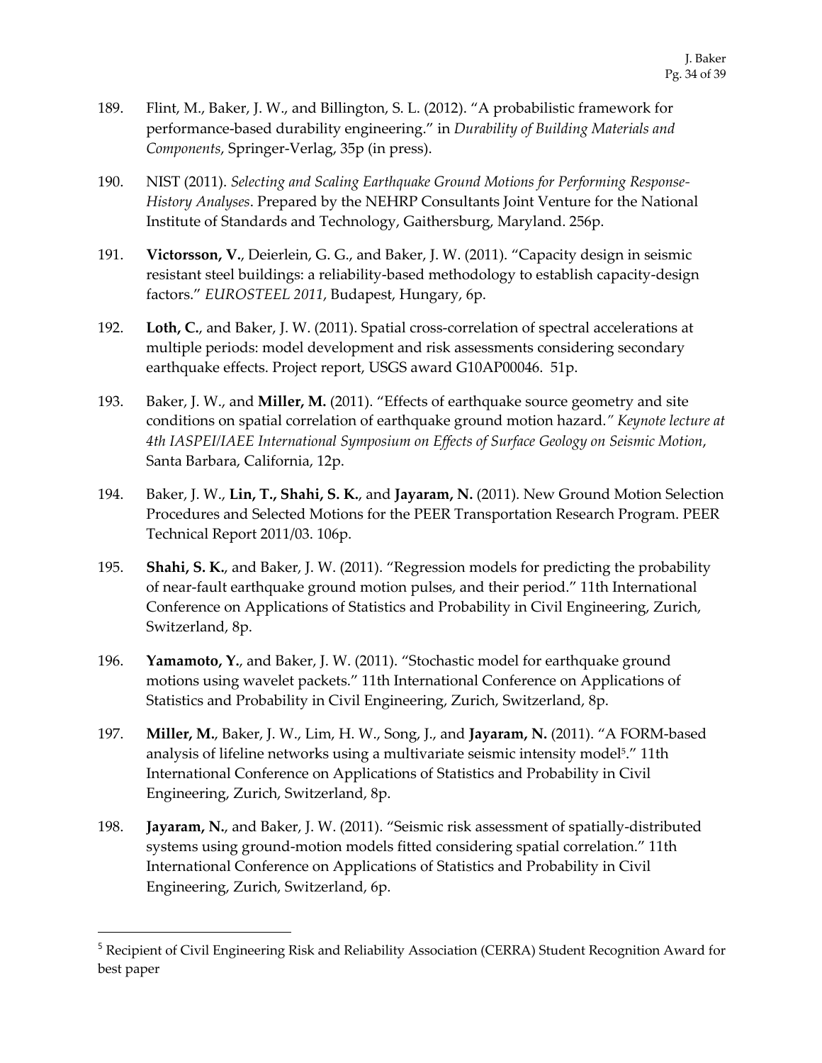189. Flint, M., Baker, J. W., and Billington, S. L. (2012). "A probabilistic framework for performance-based durability engineering." in *Durability of Building Materials and Components*, Springer-Verlag, 35p (in press).

190. NIST (2011). *Selecting and Scaling Earthquake Ground Motions for Performing Response-History Analyses*. Prepared by the NEHRP Consultants Joint Venture for the National Institute of Standards and Technology, Gaithersburg, Maryland. 256p.

191. **Victorsson, V.**, Deierlein, G. G., and Baker, J. W. (2011). "Capacity design in seismic resistant steel buildings: a reliability-based methodology to establish capacity-design factors." *EUROSTEEL 2011*, Budapest, Hungary, 6p.

192. **Loth, C.**, and Baker, J. W. (2011). Spatial cross-correlation of spectral accelerations at multiple periods: model development and risk assessments considering secondary earthquake effects. Project report, USGS award G10AP00046. 51p.

193. Baker, J. W., and **Miller, M.** (2011). "Effects of earthquake source geometry and site conditions on spatial correlation of earthquake ground motion hazard." *Keynote lecture at 4th IASPEI/IAEE International Symposium on Effects of Surface Geology on Seismic Motion*, Santa Barbara, California, 12p.

194. Baker, J. W., **Lin, T., Shahi, S. K.**, and **Jayaram, N.** (2011). New Ground Motion Selection Procedures and Selected Motions for the PEER Transportation Research Program. PEER Technical Report 2011/03. 106p.

195. **Shahi, S. K.**, and Baker, J. W. (2011). "Regression models for predicting the probability of near-fault earthquake ground motion pulses, and their period." 11th International Conference on Applications of Statistics and Probability in Civil Engineering, Zurich, Switzerland, 8p.

196. **Yamamoto, Y.**, and Baker, J. W. (2011). "Stochastic model for earthquake ground motions using wavelet packets." 11th International Conference on Applications of Statistics and Probability in Civil Engineering, Zurich, Switzerland, 8p.

197. **Miller, M.**, Baker, J. W., Lim, H. W., Song, J., and **Jayaram, N.** (2011). "A FORM-based analysis of lifeline networks using a multivariate seismic intensity model[5]." 11th International Conference on Applications of Statistics and Probability in Civil Engineering, Zurich, Switzerland, 8p.

198. **Jayaram, N.**, and Baker, J. W. (2011). "Seismic risk assessment of spatially-distributed systems using ground-motion models fitted considering spatial correlation." 11th International Conference on Applications of Statistics and Probability in Civil Engineering, Zurich, Switzerland, 6p.

[5] Recipient of Civil Engineering Risk and Reliability Association (CERRA) Student Recognition Award for best paper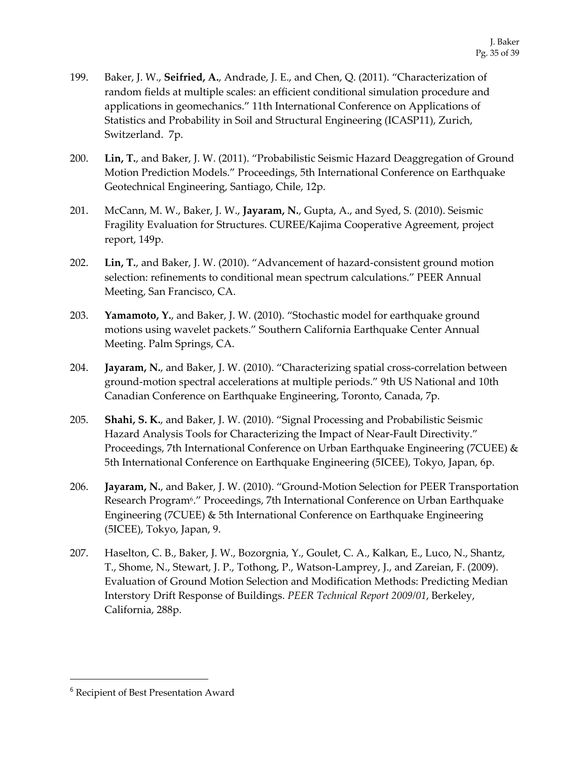199. Baker, J. W., **Seifried, A.**, Andrade, J. E., and Chen, Q. (2011). "Characterization of random fields at multiple scales: an efficient conditional simulation procedure and applications in geomechanics." 11th International Conference on Applications of Statistics and Probability in Soil and Structural Engineering (ICASP11), Zurich, Switzerland. 7p.

200. **Lin, T.**, and Baker, J. W. (2011). "Probabilistic Seismic Hazard Deaggregation of Ground Motion Prediction Models." Proceedings, 5th International Conference on Earthquake Geotechnical Engineering, Santiago, Chile, 12p.

201. McCann, M. W., Baker, J. W., **Jayaram, N.**, Gupta, A., and Syed, S. (2010). Seismic Fragility Evaluation for Structures. CUREE/Kajima Cooperative Agreement, project report, 149p.

202. **Lin, T.**, and Baker, J. W. (2010). "Advancement of hazard-consistent ground motion selection: refinements to conditional mean spectrum calculations." PEER Annual Meeting, San Francisco, CA.

203. **Yamamoto, Y.**, and Baker, J. W. (2010). "Stochastic model for earthquake ground motions using wavelet packets." Southern California Earthquake Center Annual Meeting. Palm Springs, CA.

204. **Jayaram, N.**, and Baker, J. W. (2010). "Characterizing spatial cross-correlation between ground-motion spectral accelerations at multiple periods." 9th US National and 10th Canadian Conference on Earthquake Engineering, Toronto, Canada, 7p.

205. **Shahi, S. K.**, and Baker, J. W. (2010). "Signal Processing and Probabilistic Seismic Hazard Analysis Tools for Characterizing the Impact of Near-Fault Directivity." Proceedings, 7th International Conference on Urban Earthquake Engineering (7CUEE) & 5th International Conference on Earthquake Engineering (5ICEE), Tokyo, Japan, 6p.

206. **Jayaram, N.**, and Baker, J. W. (2010). "Ground-Motion Selection for PEER Transportation Research Program[6]." Proceedings, 7th International Conference on Urban Earthquake Engineering (7CUEE) & 5th International Conference on Earthquake Engineering (5ICEE), Tokyo, Japan, 9.

207. Haselton, C. B., Baker, J. W., Bozorgnia, Y., Goulet, C. A., Kalkan, E., Luco, N., Shantz, T., Shome, N., Stewart, J. P., Tothong, P., Watson-Lamprey, J., and Zareian, F. (2009). Evaluation of Ground Motion Selection and Modification Methods: Predicting Median Interstory Drift Response of Buildings. *PEER Technical Report 2009/01*, Berkeley, California, 288p.

---

[6] Recipient of Best Presentation Award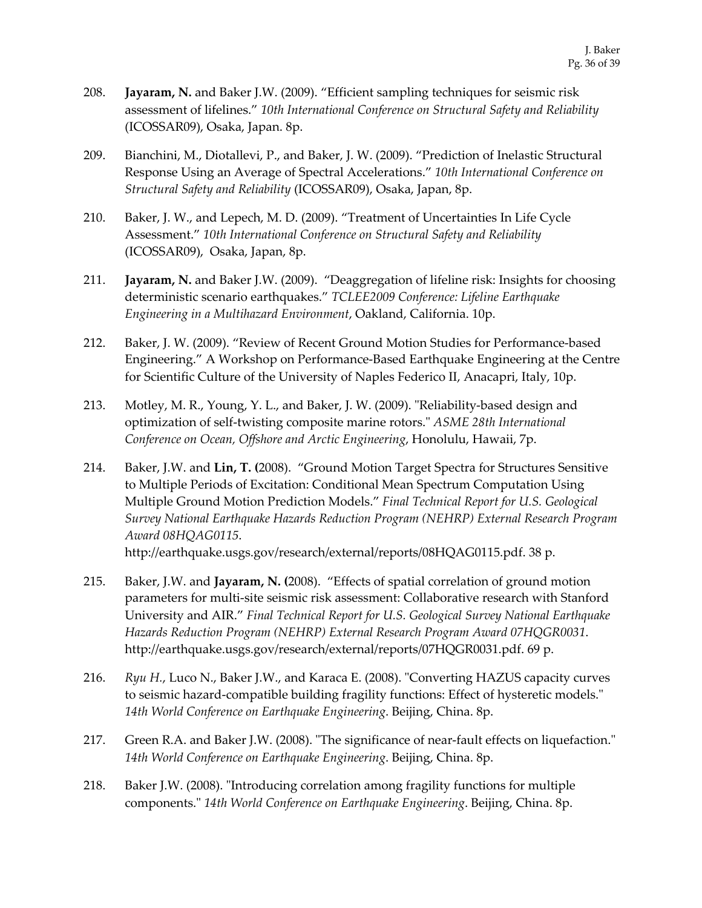208. **Jayaram, N.** and Baker J.W. (2009). "Efficient sampling techniques for seismic risk assessment of lifelines." *10th International Conference on Structural Safety and Reliability* (ICOSSAR09), Osaka, Japan. 8p.

209. Bianchini, M., Diotallevi, P., and Baker, J. W. (2009). "Prediction of Inelastic Structural Response Using an Average of Spectral Accelerations." *10th International Conference on Structural Safety and Reliability* (ICOSSAR09), Osaka, Japan, 8p.

210. Baker, J. W., and Lepech, M. D. (2009). "Treatment of Uncertainties In Life Cycle Assessment." *10th International Conference on Structural Safety and Reliability* (ICOSSAR09), Osaka, Japan, 8p.

211. **Jayaram, N.** and Baker J.W. (2009). "Deaggregation of lifeline risk: Insights for choosing deterministic scenario earthquakes." *TCLEE2009 Conference: Lifeline Earthquake Engineering in a Multihazard Environment*, Oakland, California. 10p.

212. Baker, J. W. (2009). "Review of Recent Ground Motion Studies for Performance-based Engineering." A Workshop on Performance-Based Earthquake Engineering at the Centre for Scientific Culture of the University of Naples Federico II, Anacapri, Italy, 10p.

213. Motley, M. R., Young, Y. L., and Baker, J. W. (2009). "Reliability-based design and optimization of self-twisting composite marine rotors." *ASME 28th International Conference on Ocean, Offshore and Arctic Engineering*, Honolulu, Hawaii, 7p.

214. Baker, J.W. and **Lin, T. (**2008). "Ground Motion Target Spectra for Structures Sensitive to Multiple Periods of Excitation: Conditional Mean Spectrum Computation Using Multiple Ground Motion Prediction Models." *Final Technical Report for U.S. Geological Survey National Earthquake Hazards Reduction Program (NEHRP) External Research Program Award 08HQAG0115*. http://earthquake.usgs.gov/research/external/reports/08HQAG0115.pdf. 38 p.

215. Baker, J.W. and **Jayaram, N. (**2008). "Effects of spatial correlation of ground motion parameters for multi-site seismic risk assessment: Collaborative research with Stanford University and AIR." *Final Technical Report for U.S. Geological Survey National Earthquake Hazards Reduction Program (NEHRP) External Research Program Award 07HQGR0031*. http://earthquake.usgs.gov/research/external/reports/07HQGR0031.pdf. 69 p.

216. *Ryu H.*, Luco N., Baker J.W., and Karaca E. (2008). "Converting HAZUS capacity curves to seismic hazard-compatible building fragility functions: Effect of hysteretic models." *14th World Conference on Earthquake Engineering*. Beijing, China. 8p.

217. Green R.A. and Baker J.W. (2008). "The significance of near-fault effects on liquefaction." *14th World Conference on Earthquake Engineering*. Beijing, China. 8p.

218. Baker J.W. (2008). "Introducing correlation among fragility functions for multiple components." *14th World Conference on Earthquake Engineering*. Beijing, China. 8p.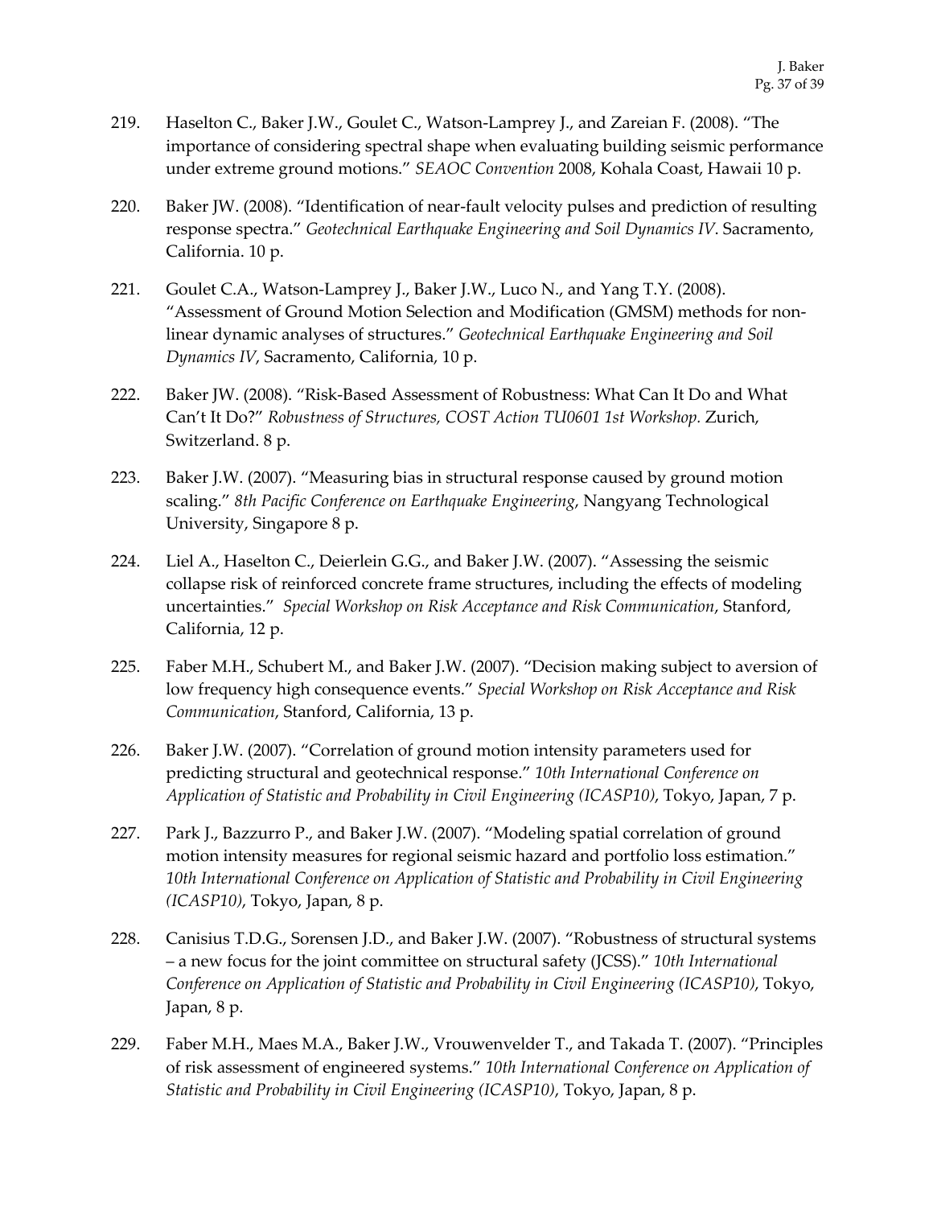219. Haselton C., Baker J.W., Goulet C., Watson-Lamprey J., and Zareian F. (2008). "The importance of considering spectral shape when evaluating building seismic performance under extreme ground motions." *SEAOC Convention* 2008, Kohala Coast, Hawaii 10 p.

220. Baker JW. (2008). "Identification of near-fault velocity pulses and prediction of resulting response spectra." *Geotechnical Earthquake Engineering and Soil Dynamics IV*. Sacramento, California. 10 p.

221. Goulet C.A., Watson-Lamprey J., Baker J.W., Luco N., and Yang T.Y. (2008). "Assessment of Ground Motion Selection and Modification (GMSM) methods for non-linear dynamic analyses of structures." *Geotechnical Earthquake Engineering and Soil Dynamics IV*, Sacramento, California, 10 p.

222. Baker JW. (2008). "Risk-Based Assessment of Robustness: What Can It Do and What Can't It Do?" *Robustness of Structures, COST Action TU0601 1st Workshop.* Zurich, Switzerland. 8 p.

223. Baker J.W. (2007). "Measuring bias in structural response caused by ground motion scaling." *8th Pacific Conference on Earthquake Engineering*, Nangyang Technological University, Singapore 8 p.

224. Liel A., Haselton C., Deierlein G.G., and Baker J.W. (2007). "Assessing the seismic collapse risk of reinforced concrete frame structures, including the effects of modeling uncertainties." *Special Workshop on Risk Acceptance and Risk Communication*, Stanford, California, 12 p.

225. Faber M.H., Schubert M., and Baker J.W. (2007). "Decision making subject to aversion of low frequency high consequence events." *Special Workshop on Risk Acceptance and Risk Communication*, Stanford, California, 13 p.

226. Baker J.W. (2007). "Correlation of ground motion intensity parameters used for predicting structural and geotechnical response." *10th International Conference on Application of Statistic and Probability in Civil Engineering (ICASP10)*, Tokyo, Japan, 7 p.

227. Park J., Bazzurro P., and Baker J.W. (2007). "Modeling spatial correlation of ground motion intensity measures for regional seismic hazard and portfolio loss estimation." *10th International Conference on Application of Statistic and Probability in Civil Engineering (ICASP10)*, Tokyo, Japan, 8 p.

228. Canisius T.D.G., Sorensen J.D., and Baker J.W. (2007). "Robustness of structural systems – a new focus for the joint committee on structural safety (JCSS)." *10th International Conference on Application of Statistic and Probability in Civil Engineering (ICASP10)*, Tokyo, Japan, 8 p.

229. Faber M.H., Maes M.A., Baker J.W., Vrouwenvelder T., and Takada T. (2007). "Principles of risk assessment of engineered systems." *10th International Conference on Application of Statistic and Probability in Civil Engineering (ICASP10)*, Tokyo, Japan, 8 p.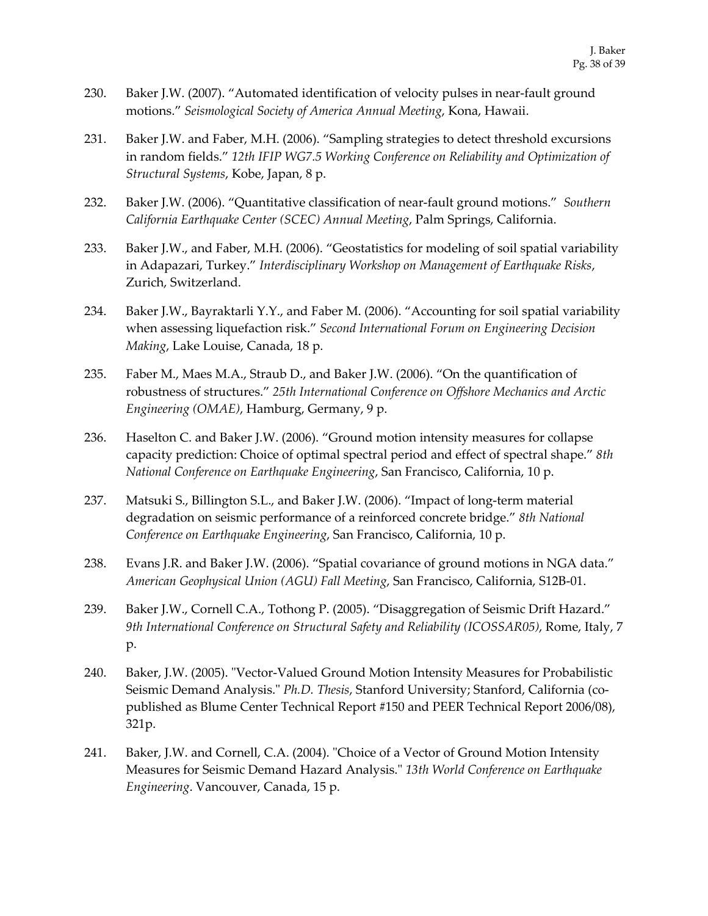230. Baker J.W. (2007). "Automated identification of velocity pulses in near-fault ground motions." *Seismological Society of America Annual Meeting*, Kona, Hawaii.

231. Baker J.W. and Faber, M.H. (2006). "Sampling strategies to detect threshold excursions in random fields." *12th IFIP WG7.5 Working Conference on Reliability and Optimization of Structural Systems*, Kobe, Japan, 8 p.

232. Baker J.W. (2006). "Quantitative classification of near-fault ground motions." *Southern California Earthquake Center (SCEC) Annual Meeting*, Palm Springs, California.

233. Baker J.W., and Faber, M.H. (2006). "Geostatistics for modeling of soil spatial variability in Adapazari, Turkey." *Interdisciplinary Workshop on Management of Earthquake Risks*, Zurich, Switzerland.

234. Baker J.W., Bayraktarli Y.Y., and Faber M. (2006). "Accounting for soil spatial variability when assessing liquefaction risk." *Second International Forum on Engineering Decision Making*, Lake Louise, Canada, 18 p.

235. Faber M., Maes M.A., Straub D., and Baker J.W. (2006). "On the quantification of robustness of structures." *25th International Conference on Offshore Mechanics and Arctic Engineering (OMAE)*, Hamburg, Germany, 9 p.

236. Haselton C. and Baker J.W. (2006). "Ground motion intensity measures for collapse capacity prediction: Choice of optimal spectral period and effect of spectral shape." *8th National Conference on Earthquake Engineering*, San Francisco, California, 10 p.

237. Matsuki S., Billington S.L., and Baker J.W. (2006). "Impact of long-term material degradation on seismic performance of a reinforced concrete bridge." *8th National Conference on Earthquake Engineering*, San Francisco, California, 10 p.

238. Evans J.R. and Baker J.W. (2006). "Spatial covariance of ground motions in NGA data." *American Geophysical Union (AGU) Fall Meeting*, San Francisco, California, S12B-01.

239. Baker J.W., Cornell C.A., Tothong P. (2005). "Disaggregation of Seismic Drift Hazard." *9th International Conference on Structural Safety and Reliability (ICOSSAR05)*, Rome, Italy, 7 p.

240. Baker, J.W. (2005). "Vector-Valued Ground Motion Intensity Measures for Probabilistic Seismic Demand Analysis." *Ph.D. Thesis*, Stanford University; Stanford, California (co-published as Blume Center Technical Report #150 and PEER Technical Report 2006/08), 321p.

241. Baker, J.W. and Cornell, C.A. (2004). "Choice of a Vector of Ground Motion Intensity Measures for Seismic Demand Hazard Analysis." *13th World Conference on Earthquake Engineering*. Vancouver, Canada, 15 p.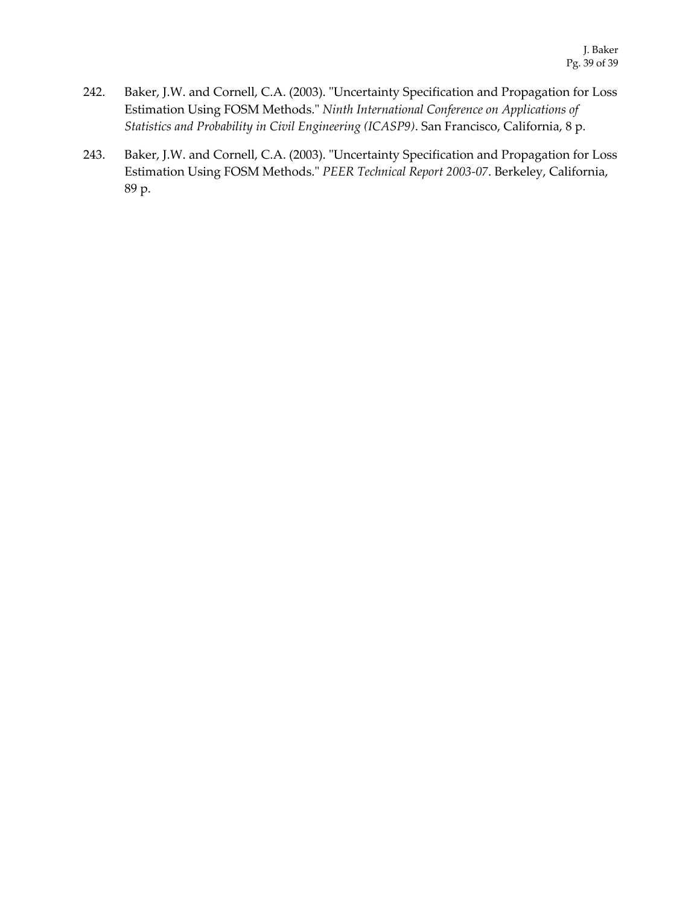242. Baker, J.W. and Cornell, C.A. (2003). "Uncertainty Specification and Propagation for Loss Estimation Using FOSM Methods." *Ninth International Conference on Applications of Statistics and Probability in Civil Engineering (ICASP9)*. San Francisco, California, 8 p.

243. Baker, J.W. and Cornell, C.A. (2003). "Uncertainty Specification and Propagation for Loss Estimation Using FOSM Methods." *PEER Technical Report 2003-07*. Berkeley, California, 89 p.